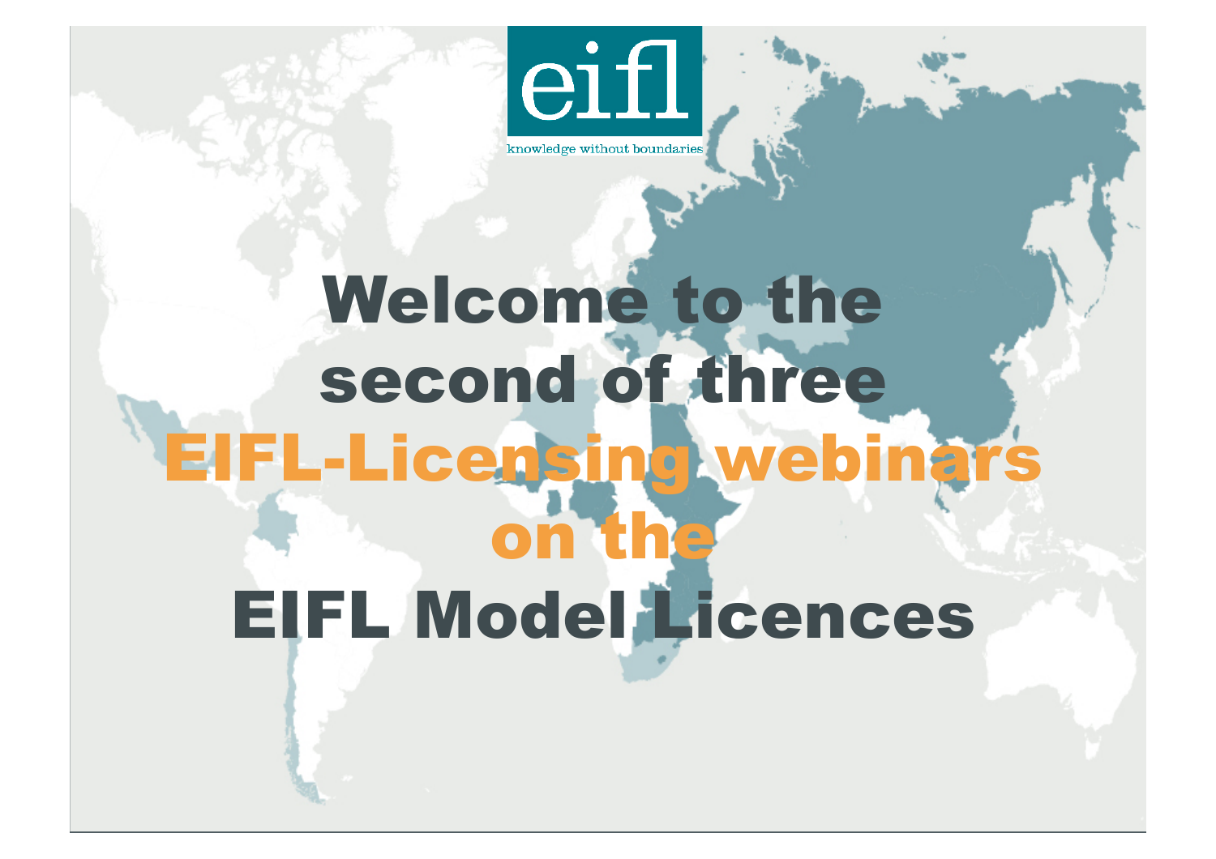eifl

knowledge without boundaries

# Welcome to the second of three EIFL-Licensing webinars on the EIFL Model Licences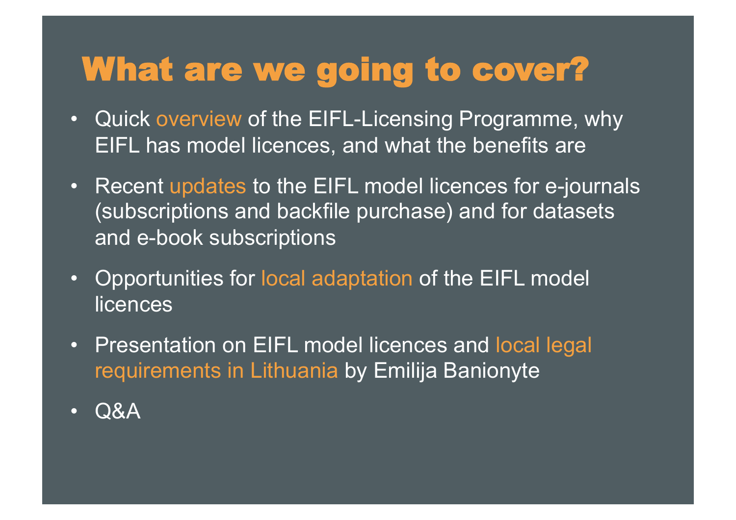# What are we going to cover?

- Quick overview of the EIFL-Licensing Programme, why EIFL has model licences, and what the benefits are
- Recent updates to the EIFL model licences for e-journals (subscriptions and backfile purchase) and for datasets and e-book subscriptions
- Opportunities for local adaptation of the EIFL model licences
- Presentation on EIFL model licences and local legal requirements in Lithuania by Emilija Banionyte
- Q&A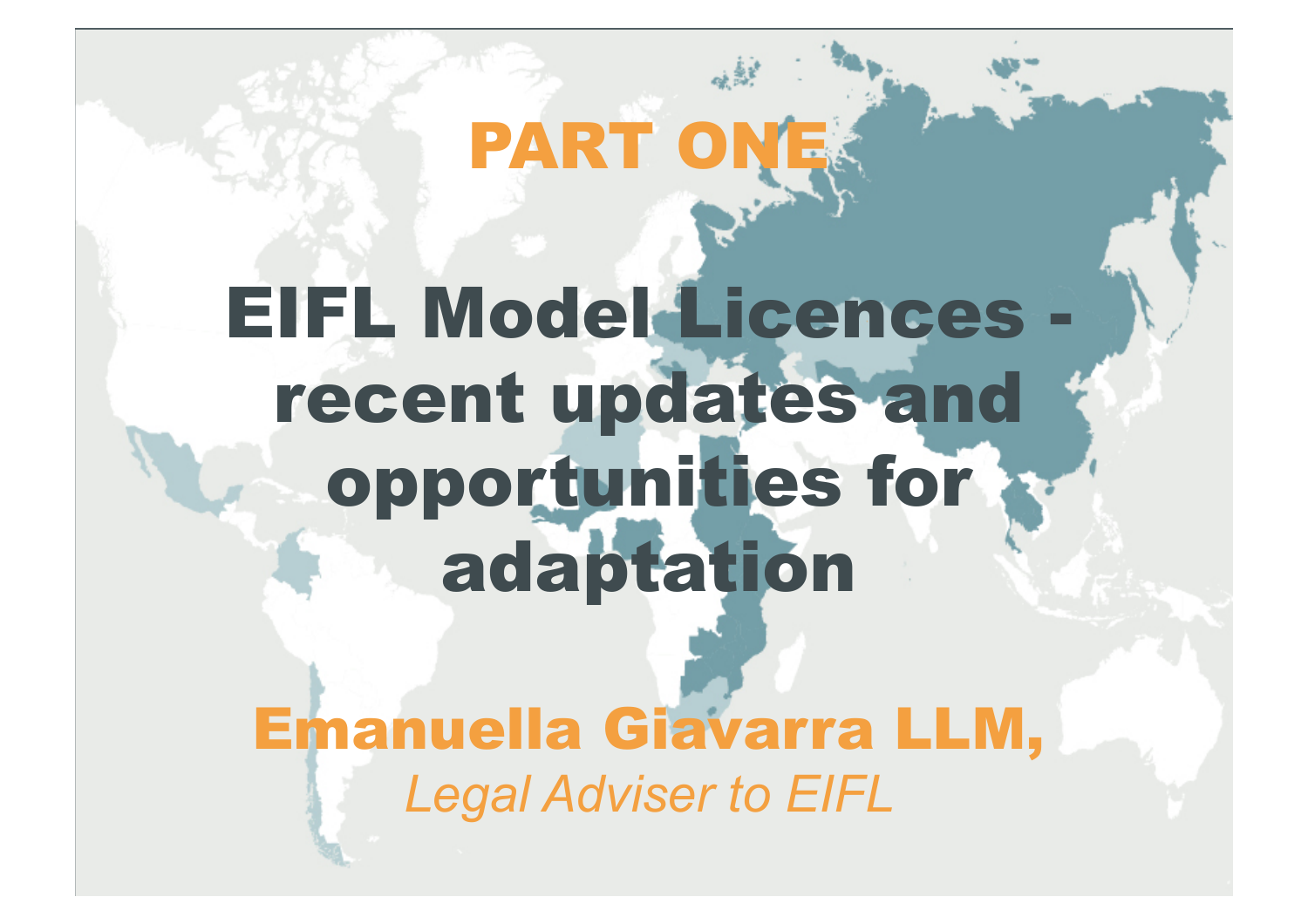# PART ONE

# EIFL Model Licences - recent updates and opportunities for adaptation

**Emanuella Giavarra LLM,**

*Legal Adviser to EIFL*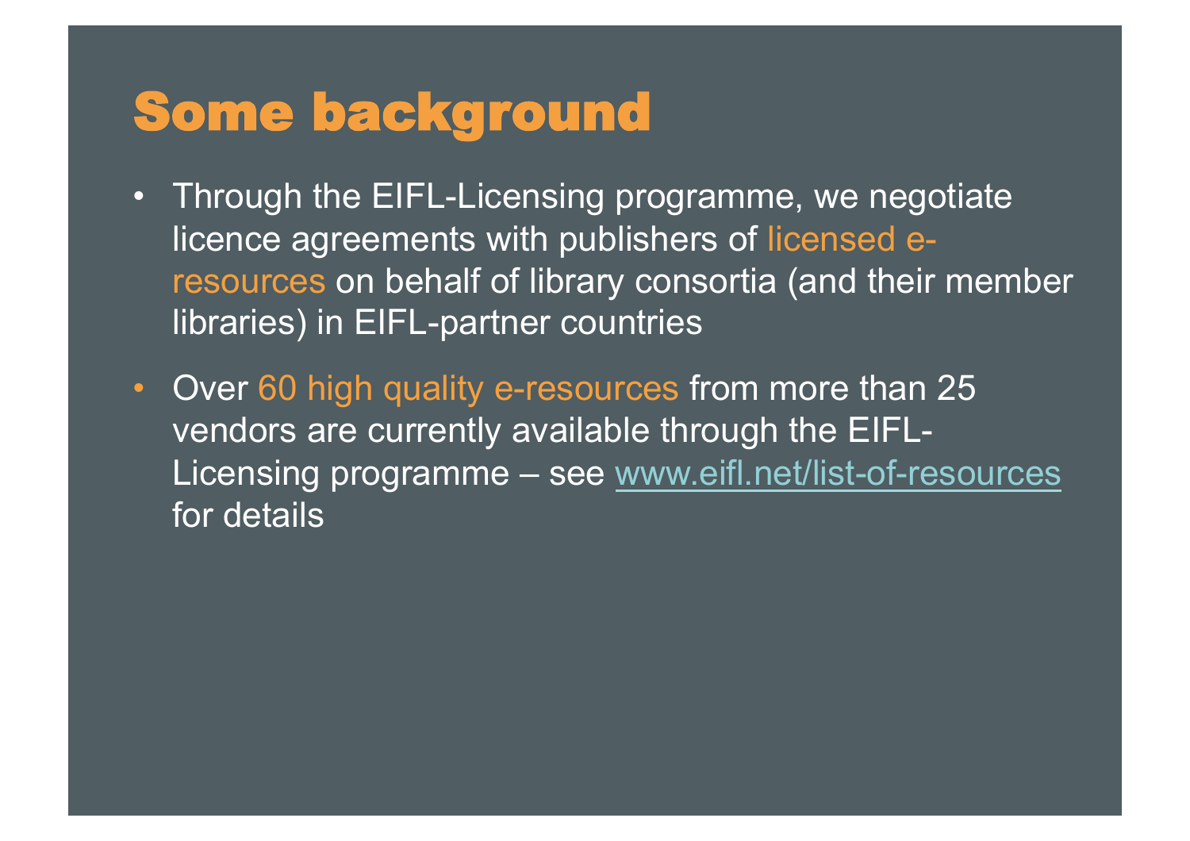# Some background

- Through the EIFL-Licensing programme, we negotiate licence agreements with publishers of licensed e-resources on behalf of library consortia (and their member libraries) in EIFL-partner countries
- Over 60 high quality e-resources from more than 25 vendors are currently available through the EIFL-Licensing programme – see [www.eifl.net/list-of-resources](http://www.eifl.net/list-of-resources) for details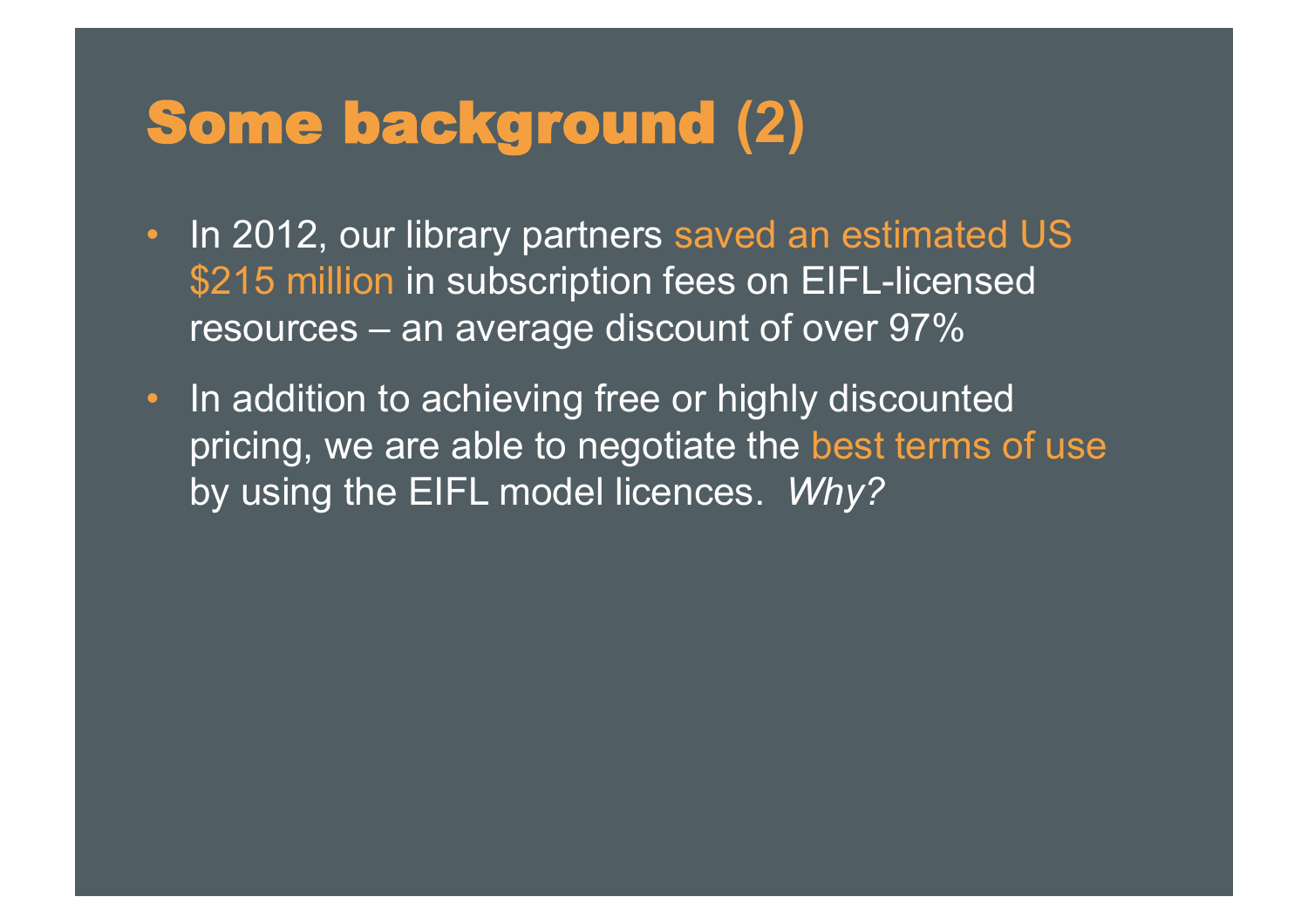# Some background (2)

- In 2012, our library partners saved an estimated US $215 million in subscription fees on EIFL-licensed resources – an average discount of over 97%
- In addition to achieving free or highly discounted pricing, we are able to negotiate the best terms of use by using the EIFL model licences. *Why?*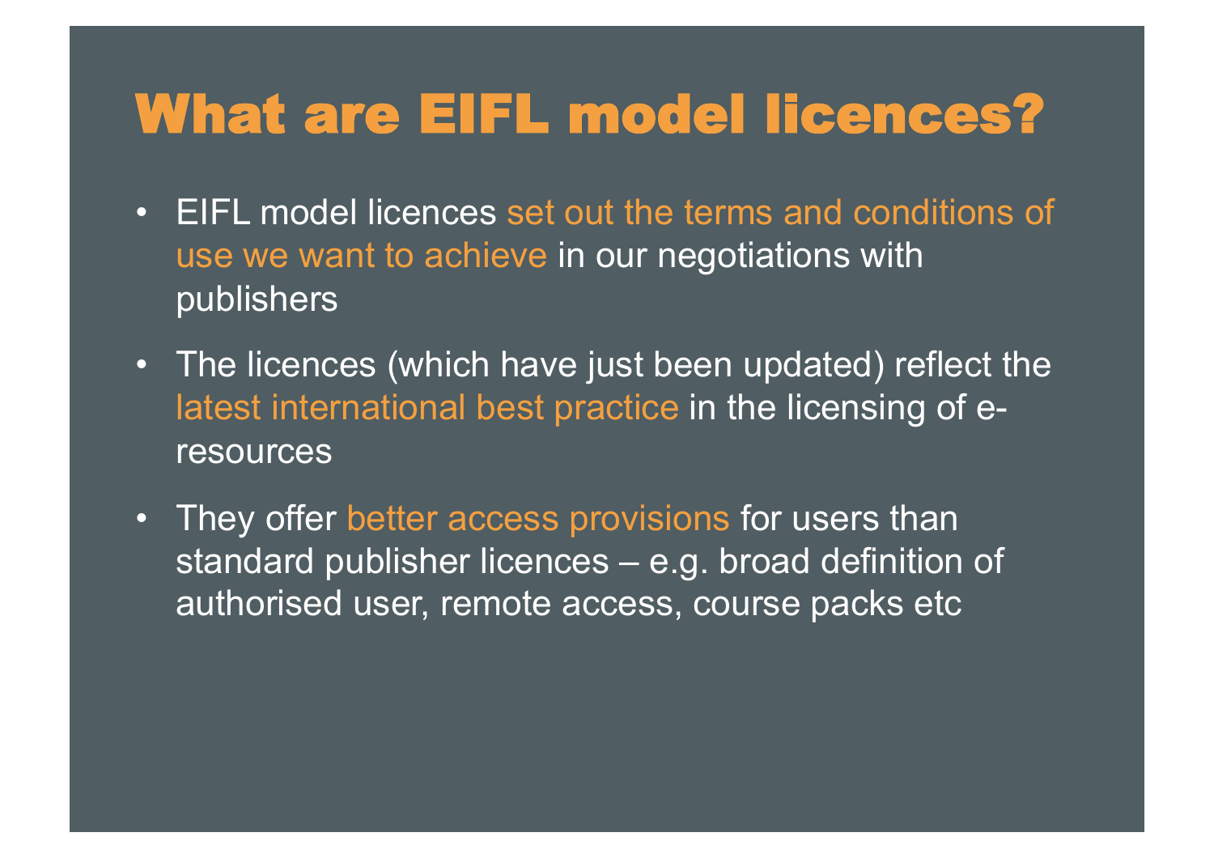# What are EIFL model licences?

- EIFL model licences set out the terms and conditions of use we want to achieve in our negotiations with publishers
- The licences (which have just been updated) reflect the latest international best practice in the licensing of e-resources
- They offer better access provisions for users than standard publisher licences – e.g. broad definition of authorised user, remote access, course packs etc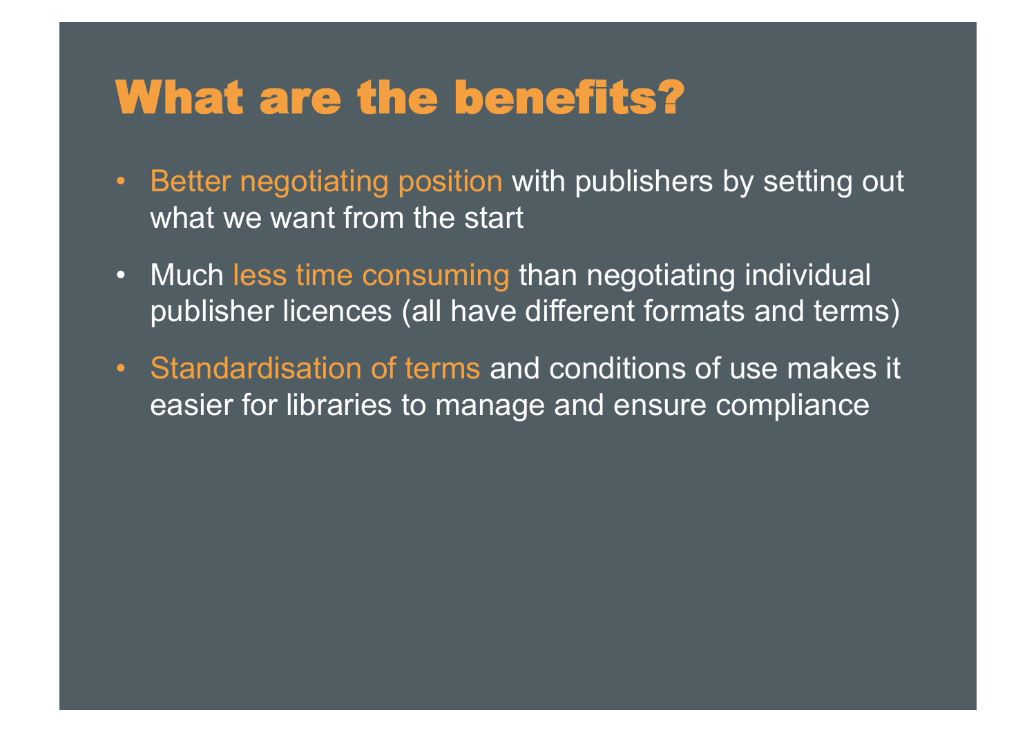# What are the benefits?

- Better negotiating position with publishers by setting out what we want from the start
- Much less time consuming than negotiating individual publisher licences (all have different formats and terms)
- Standardisation of terms and conditions of use makes it easier for libraries to manage and ensure compliance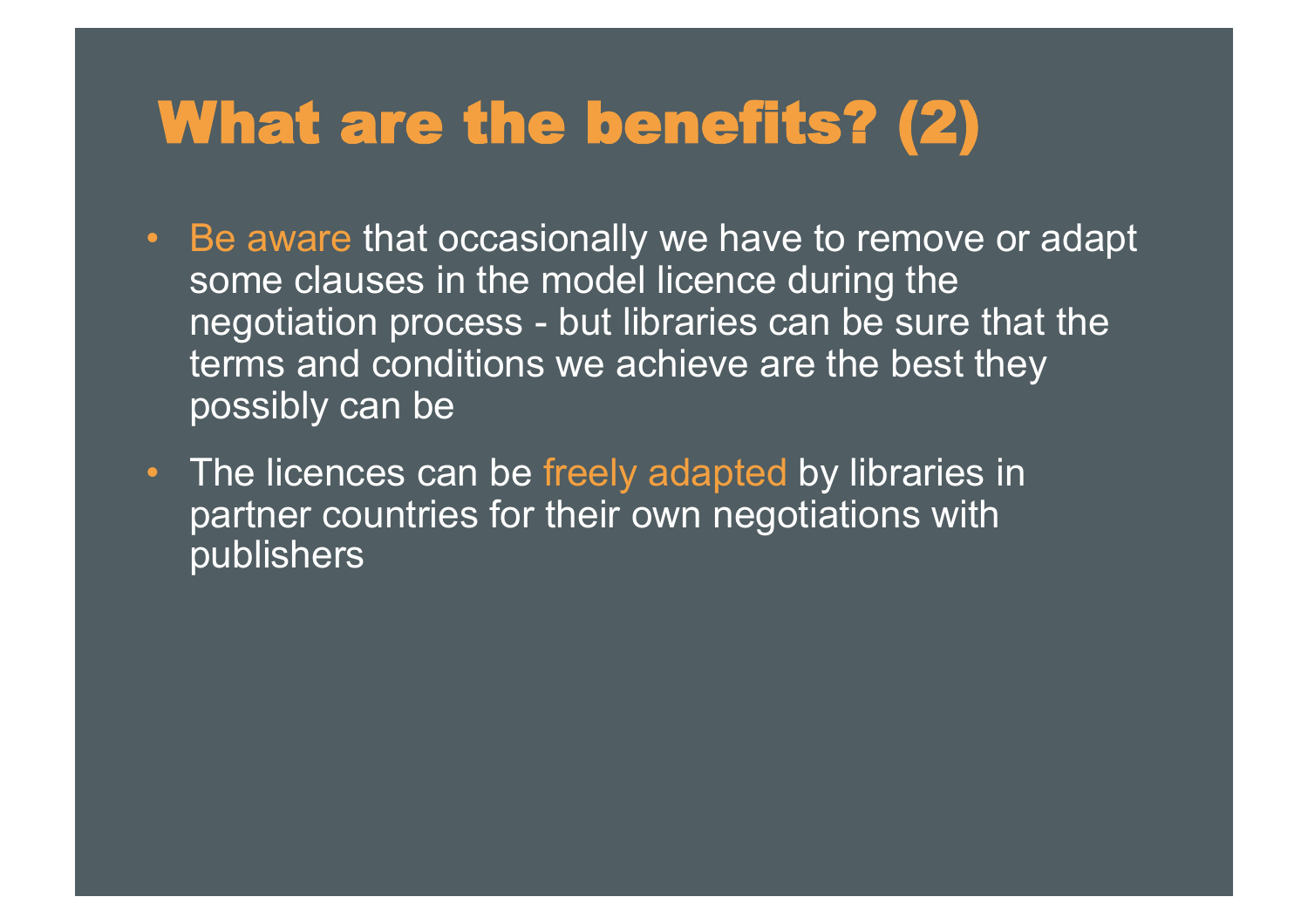# What are the benefits? (2)

- Be aware that occasionally we have to remove or adapt some clauses in the model licence during the negotiation process - but libraries can be sure that the terms and conditions we achieve are the best they possibly can be
- The licences can be freely adapted by libraries in partner countries for their own negotiations with publishers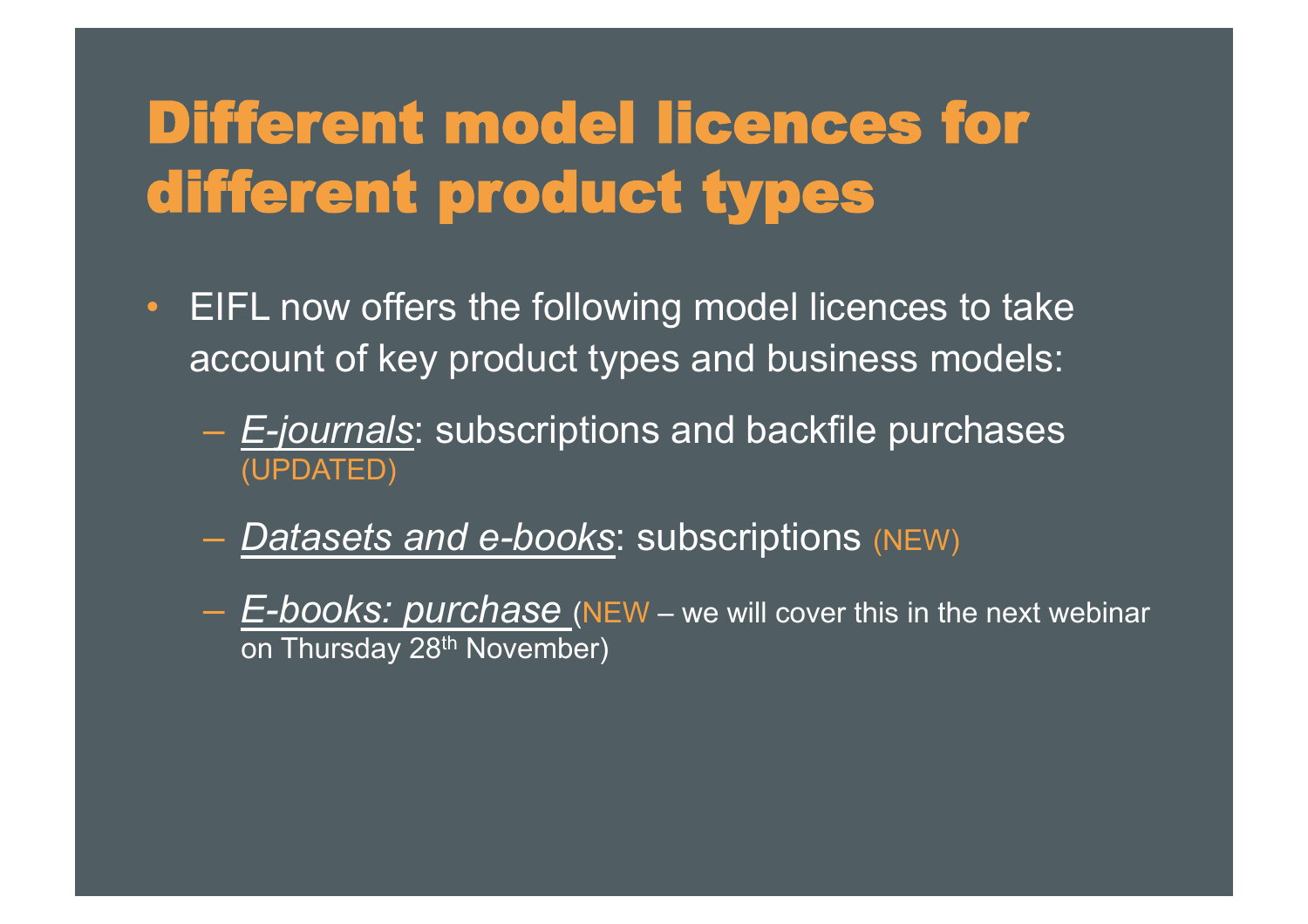# Different model licences for different product types

- EIFL now offers the following model licences to take account of key product types and business models:
  - *E-journals*: subscriptions and backfile purchases (UPDATED)
  - *Datasets and e-books*: subscriptions (NEW)
  - *E-books: purchase* (NEW – we will cover this in the next webinar on Thursday 28th November)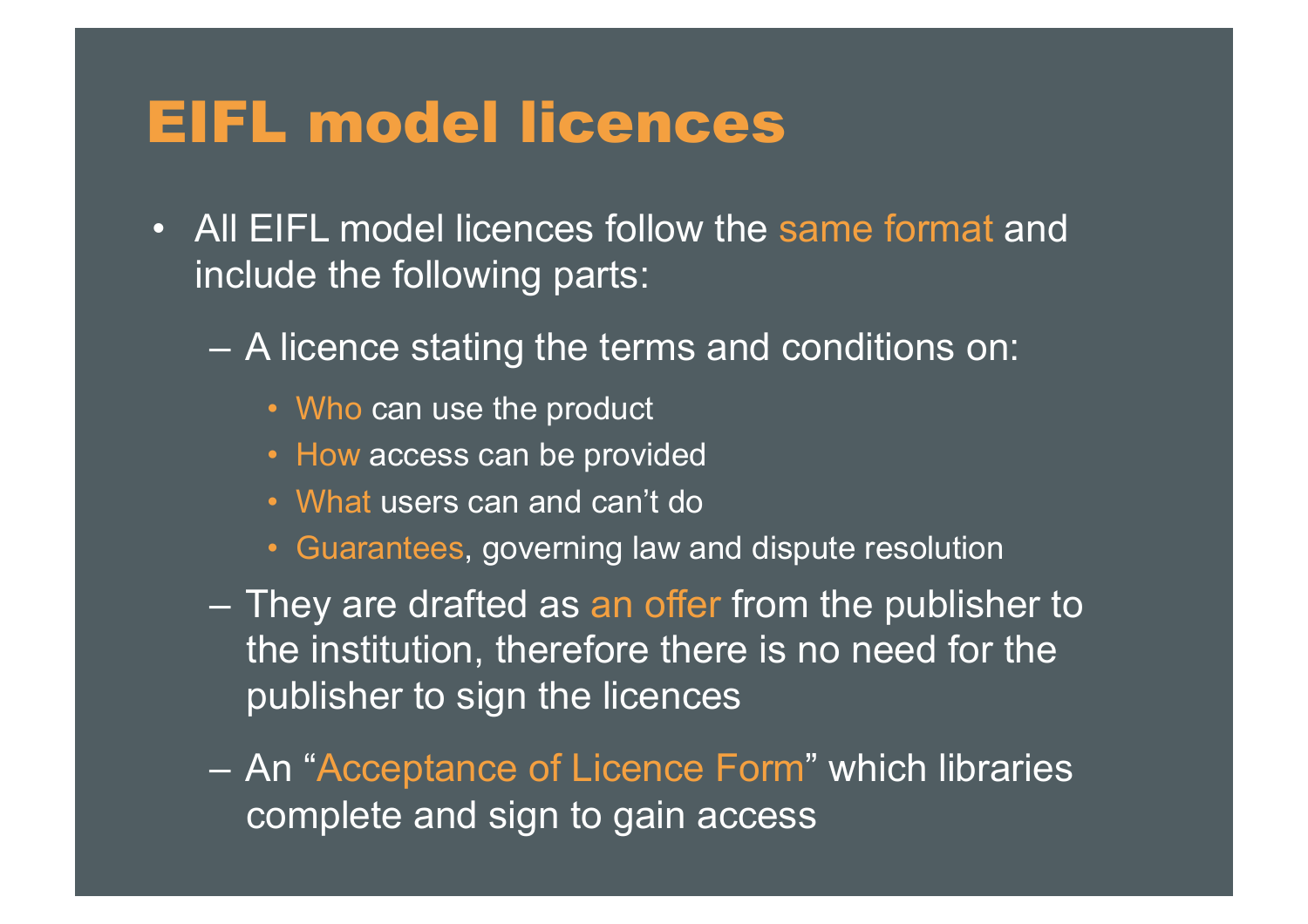# EIFL model licences

- All EIFL model licences follow the same format and include the following parts:
  - A licence stating the terms and conditions on:
    - Who can use the product
    - How access can be provided
    - What users can and can't do
    - Guarantees, governing law and dispute resolution
  - They are drafted as an offer from the publisher to the institution, therefore there is no need for the publisher to sign the licences
  - An "Acceptance of Licence Form" which libraries complete and sign to gain access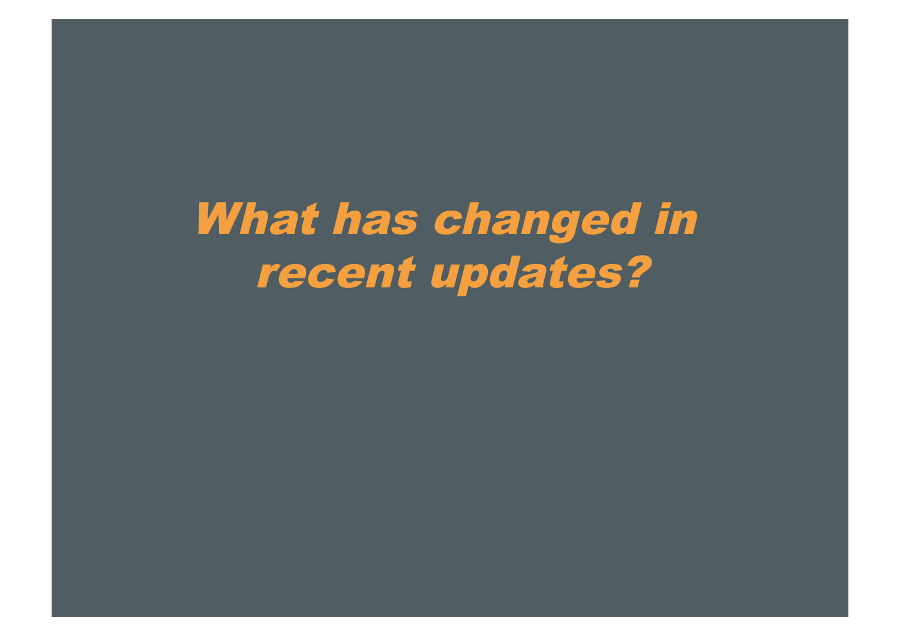# *What has changed in recent updates?*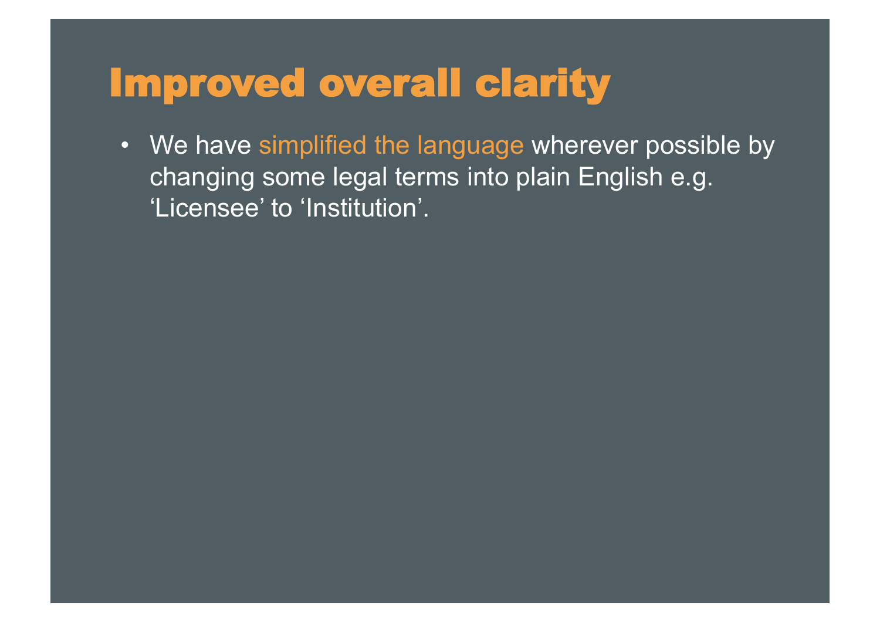# Improved overall clarity

- We have simplified the language wherever possible by changing some legal terms into plain English e.g. ‘Licensee’ to ‘Institution’.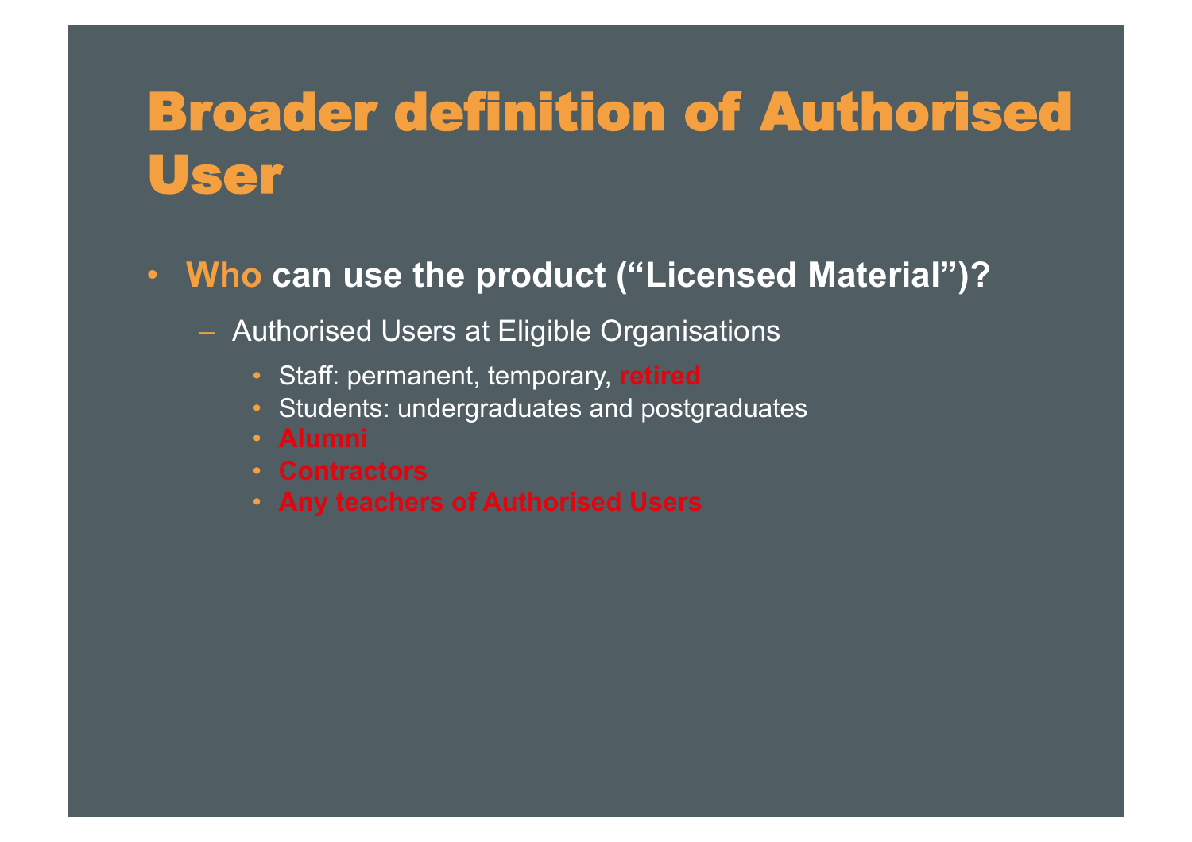# Broader definition of Authorised User

- **Who can use the product ("Licensed Material")?**
  - Authorised Users at Eligible Organisations
    - Staff: permanent, temporary, **retired**
    - Students: undergraduates and postgraduates
    - **Alumni**
    - **Contractors**
    - **Any teachers of Authorised Users**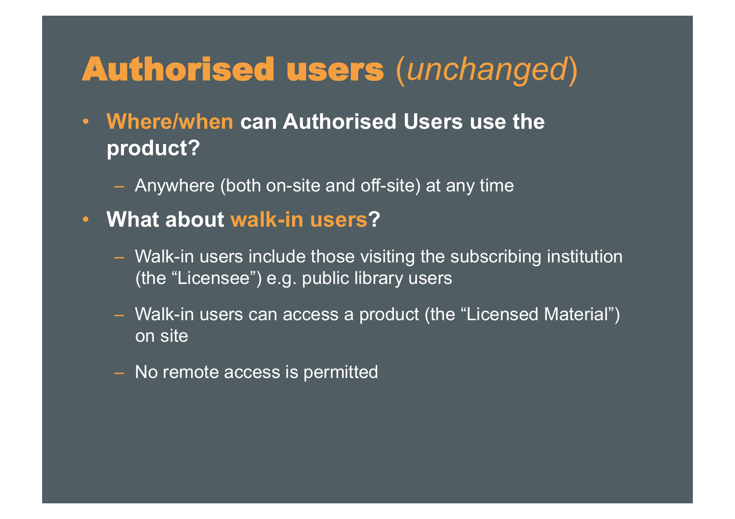# **Authorised users** (*unchanged*)

- **Where/when can Authorised Users use the product?**
  - Anywhere (both on-site and off-site) at any time
- **What about walk-in users?**
  - Walk-in users include those visiting the subscribing institution (the “Licensee”) e.g. public library users
  - Walk-in users can access a product (the “Licensed Material”) on site
  - No remote access is permitted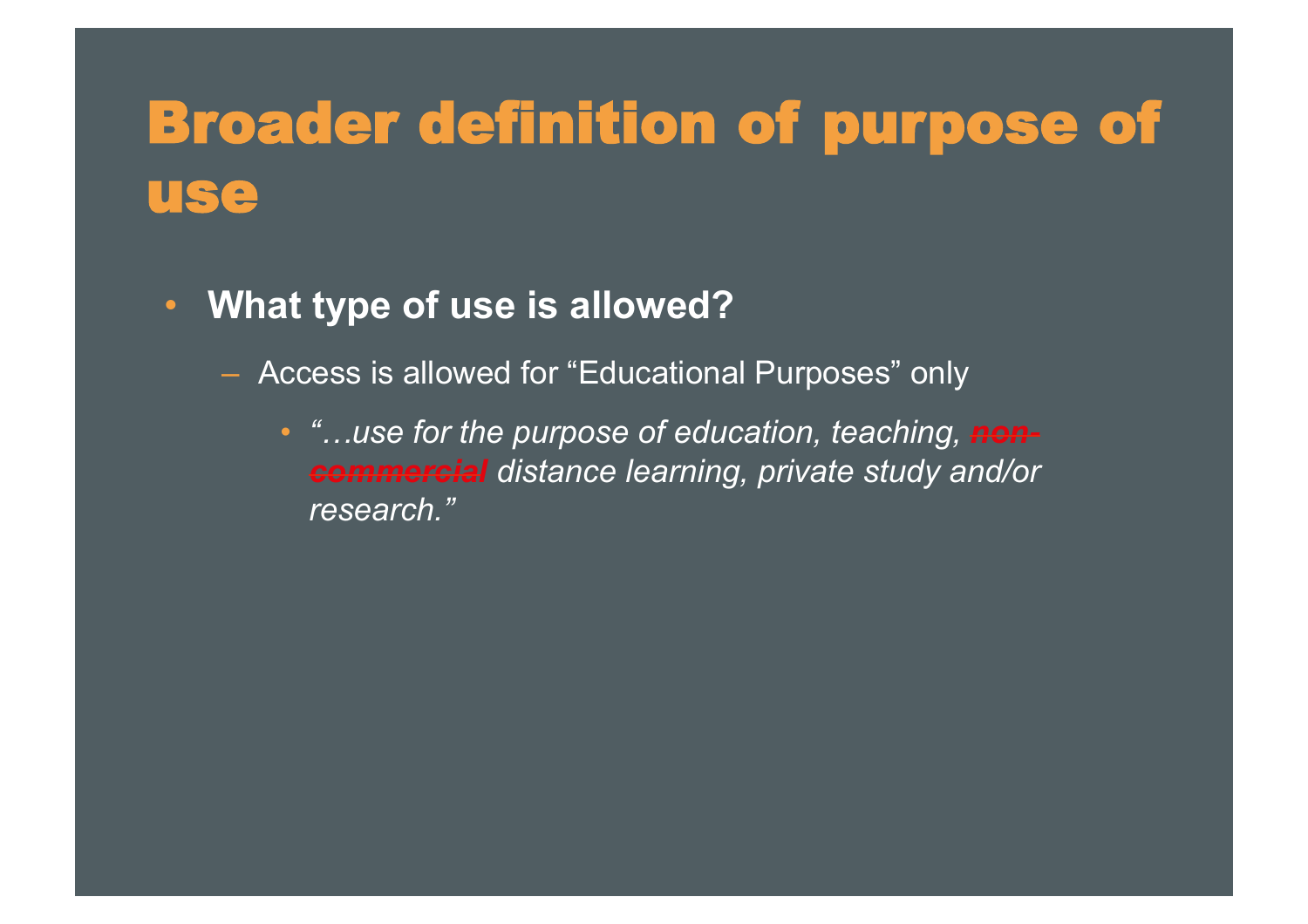# Broader definition of purpose of use

- **What type of use is allowed?**
  - Access is allowed for "Educational Purposes" only
    - *"…use for the purpose of education, teaching, ~~non-commercial~~ distance learning, private study and/or research."*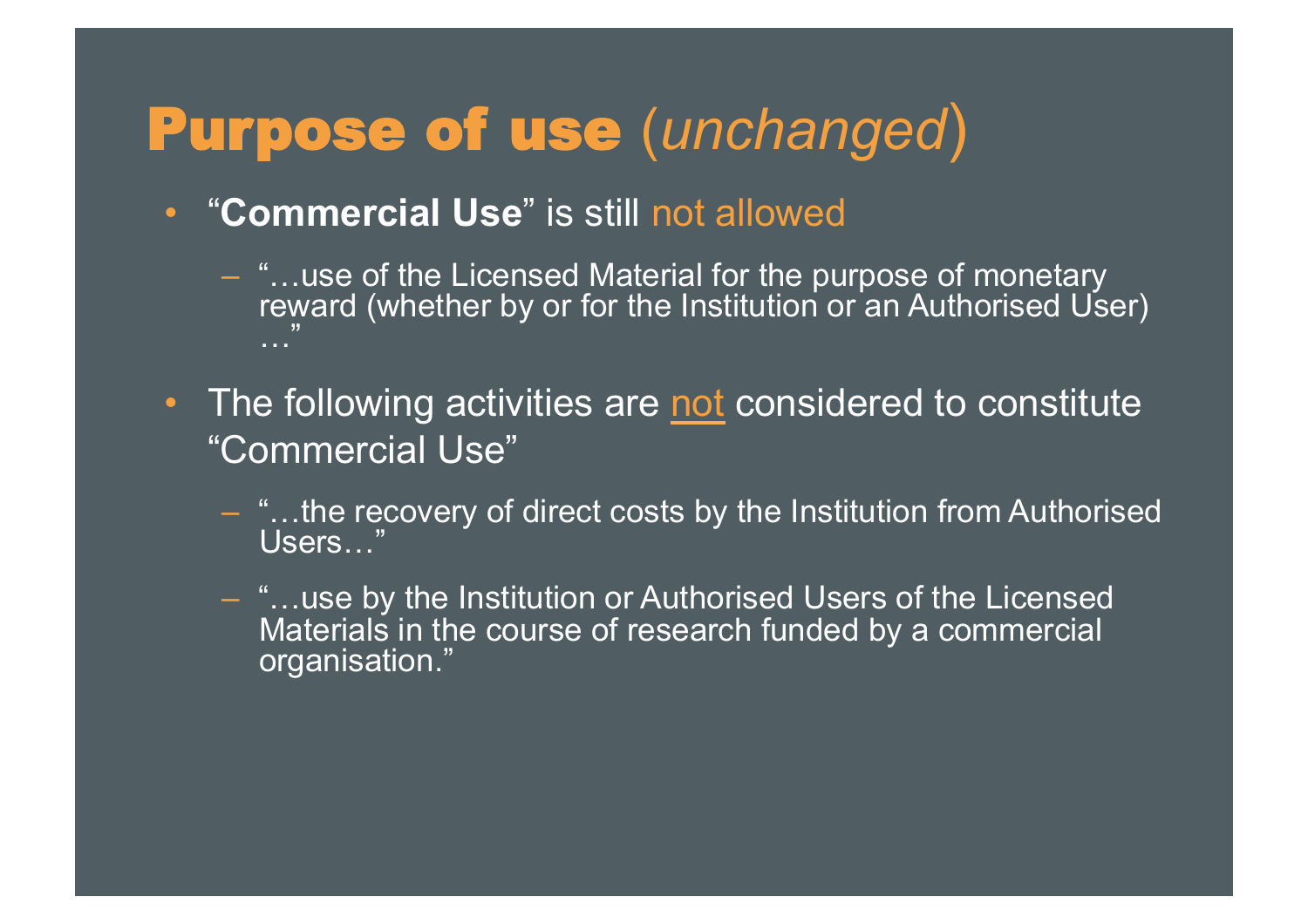# Purpose of use (*unchanged*)

- "**Commercial Use**" is still not allowed
  - "…use of the Licensed Material for the purpose of monetary reward (whether by or for the Institution or an Authorised User) …"
- The following activities are not considered to constitute "Commercial Use"
  - "…the recovery of direct costs by the Institution from Authorised Users…"
  - "…use by the Institution or Authorised Users of the Licensed Materials in the course of research funded by a commercial organisation."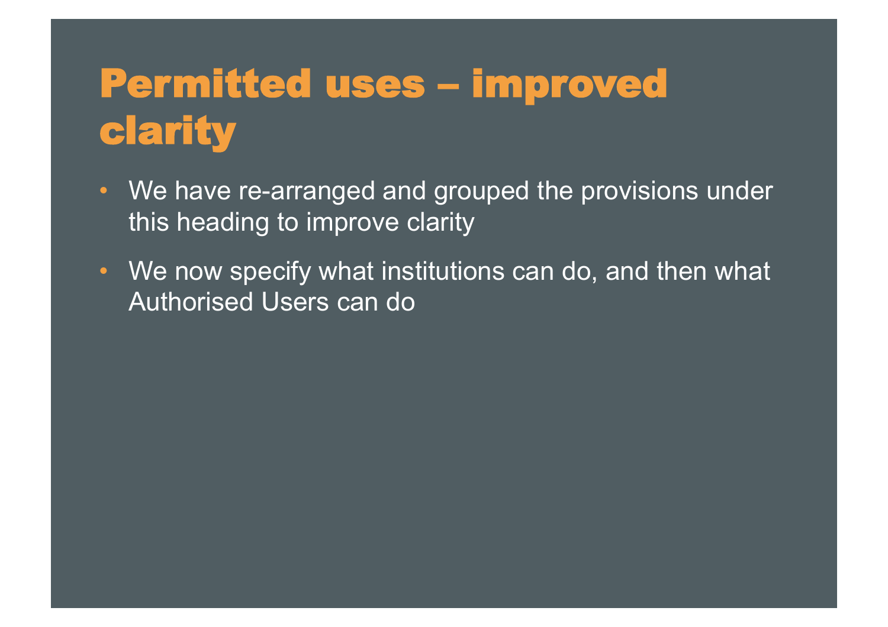# Permitted uses – improved clarity

- We have re-arranged and grouped the provisions under this heading to improve clarity
- We now specify what institutions can do, and then what Authorised Users can do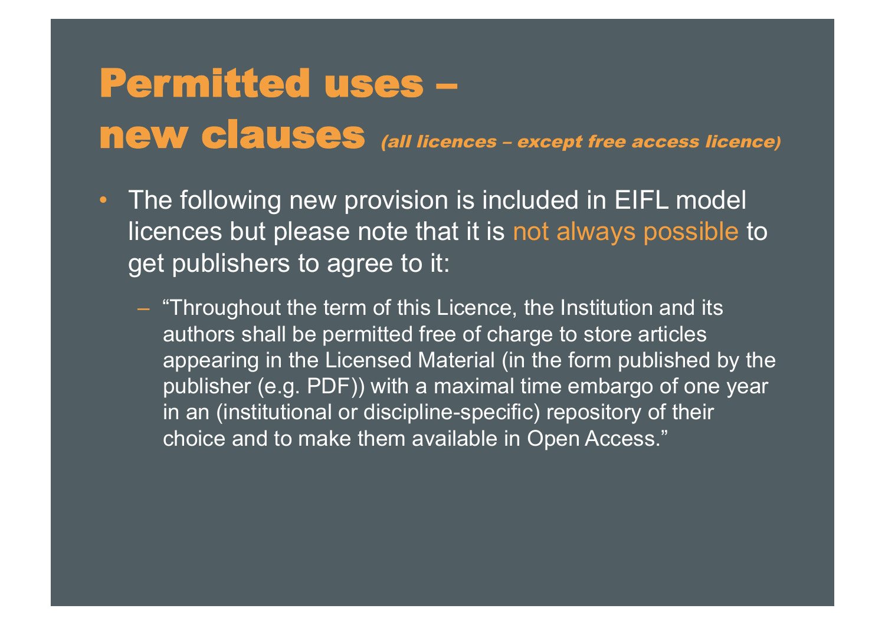# Permitted uses – new clauses *(all licences – except free access licence)*

- The following new provision is included in EIFL model licences but please note that it is not always possible to get publishers to agree to it:
  - "Throughout the term of this Licence, the Institution and its authors shall be permitted free of charge to store articles appearing in the Licensed Material (in the form published by the publisher (e.g. PDF)) with a maximal time embargo of one year in an (institutional or discipline-specific) repository of their choice and to make them available in Open Access."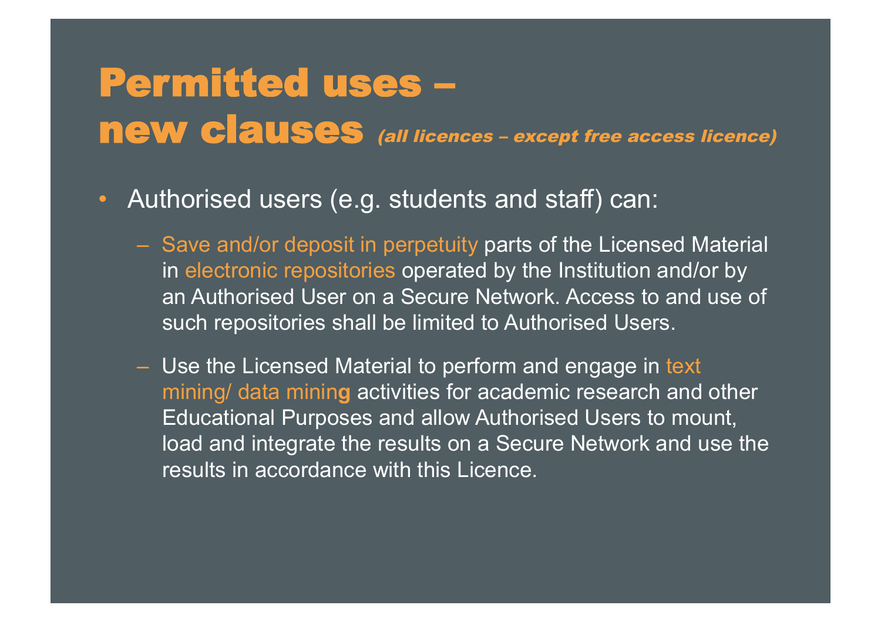# Permitted uses – new clauses *(all licences – except free access licence)*

- Authorised users (e.g. students and staff) can:
  - Save and/or deposit in perpetuity parts of the Licensed Material in electronic repositories operated by the Institution and/or by an Authorised User on a Secure Network. Access to and use of such repositories shall be limited to Authorised Users.
  - Use the Licensed Material to perform and engage in text mining/ data mining activities for academic research and other Educational Purposes and allow Authorised Users to mount, load and integrate the results on a Secure Network and use the results in accordance with this Licence.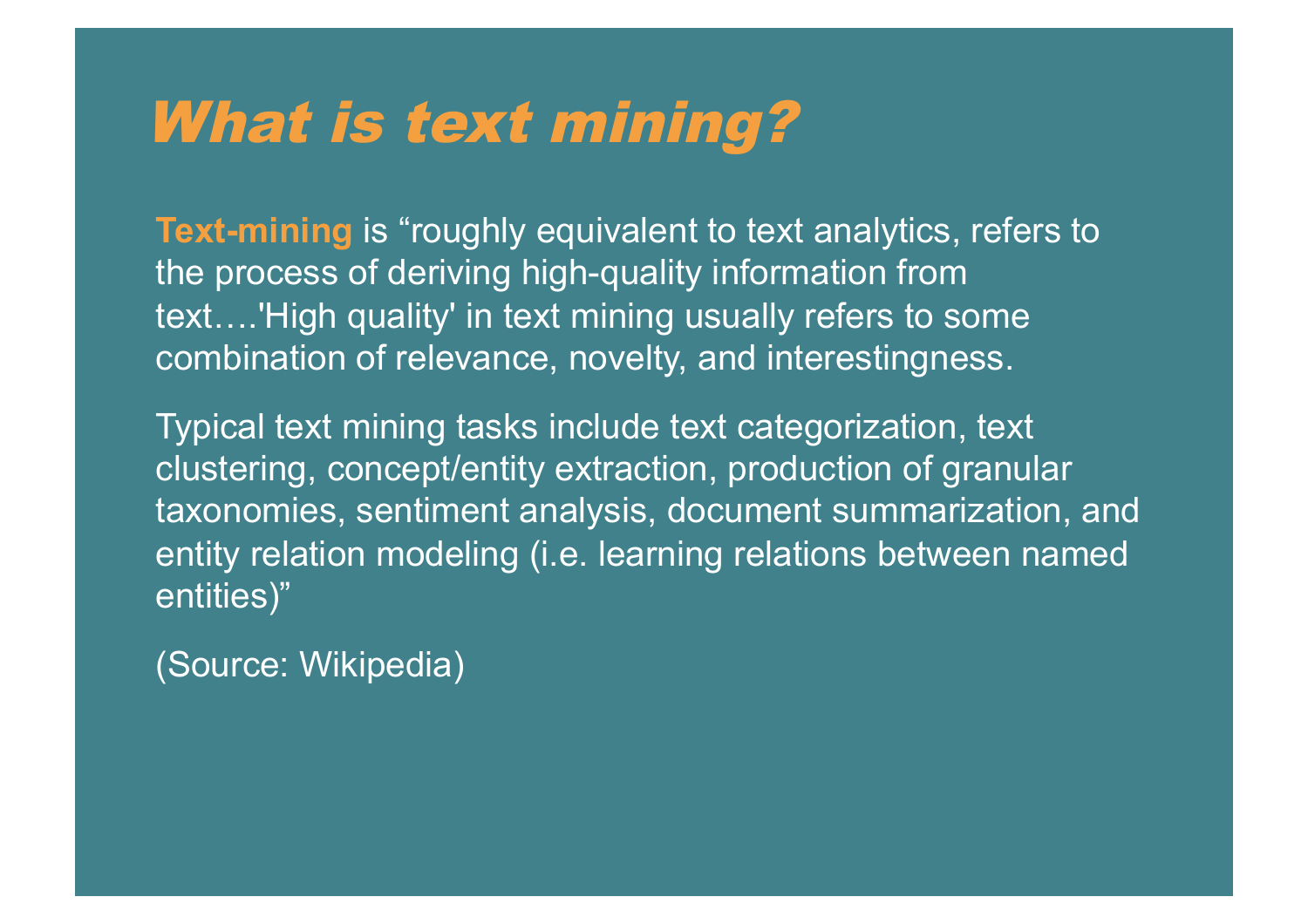# *What is text mining?*

**Text-mining** is “roughly equivalent to text analytics, refers to the process of deriving high-quality information from text….'High quality' in text mining usually refers to some combination of relevance, novelty, and interestingness.

Typical text mining tasks include text categorization, text clustering, concept/entity extraction, production of granular taxonomies, sentiment analysis, document summarization, and entity relation modeling (i.e. learning relations between named entities)”

(Source: Wikipedia)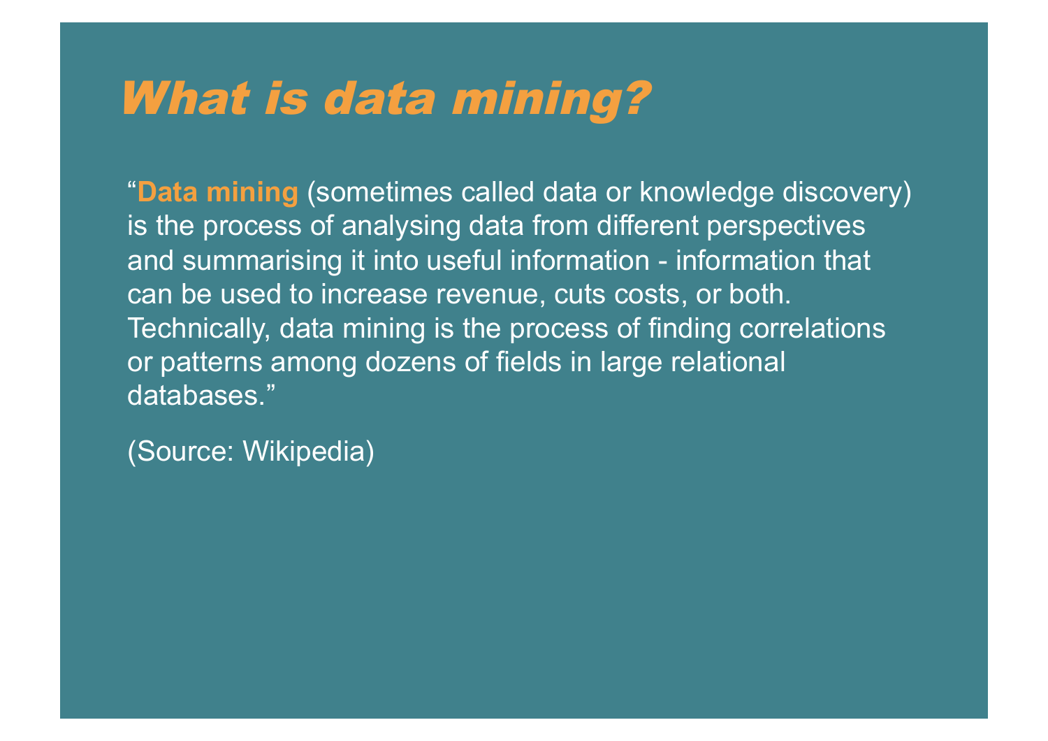# What is data mining?

"**Data mining** (sometimes called data or knowledge discovery) is the process of analysing data from different perspectives and summarising it into useful information - information that can be used to increase revenue, cuts costs, or both. Technically, data mining is the process of finding correlations or patterns among dozens of fields in large relational databases."

(Source: Wikipedia)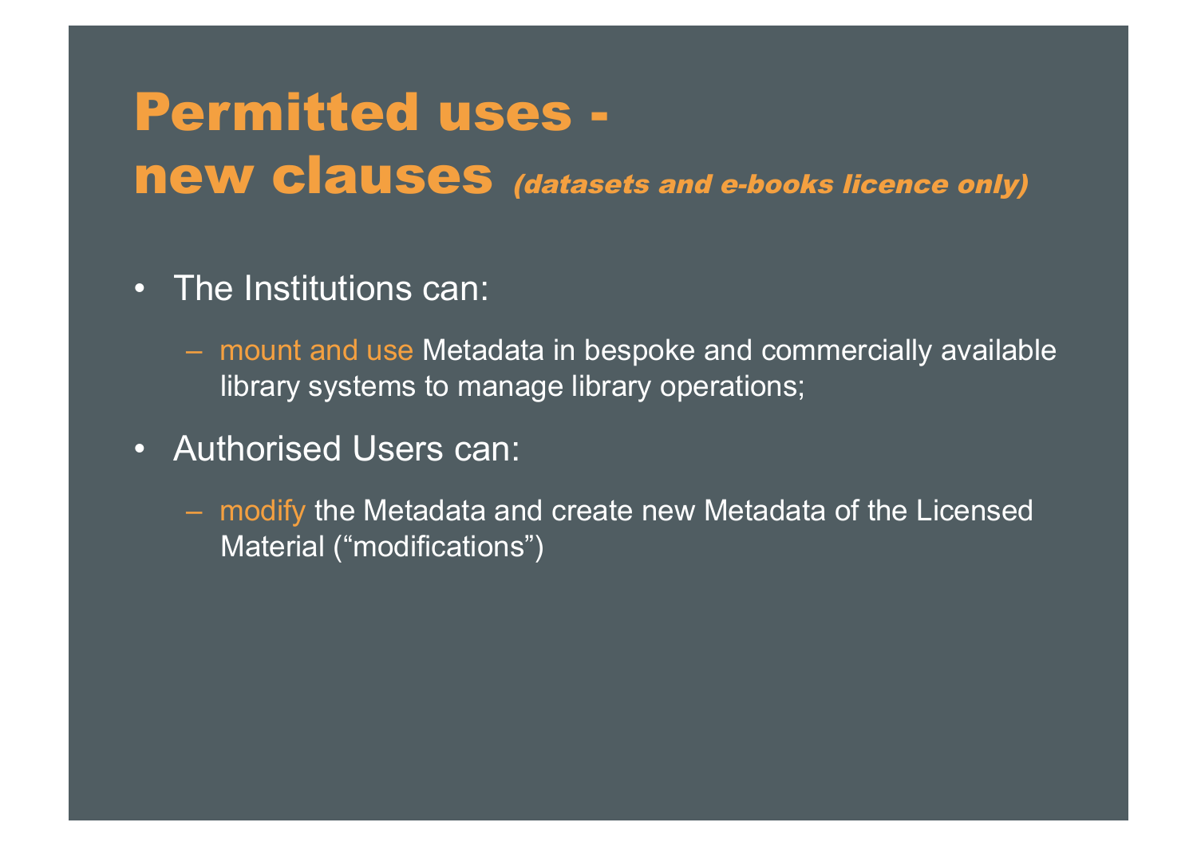# Permitted uses - new clauses *(datasets and e-books licence only)*

- The Institutions can:
  - mount and use Metadata in bespoke and commercially available library systems to manage library operations;
- Authorised Users can:
  - modify the Metadata and create new Metadata of the Licensed Material (“modifications”)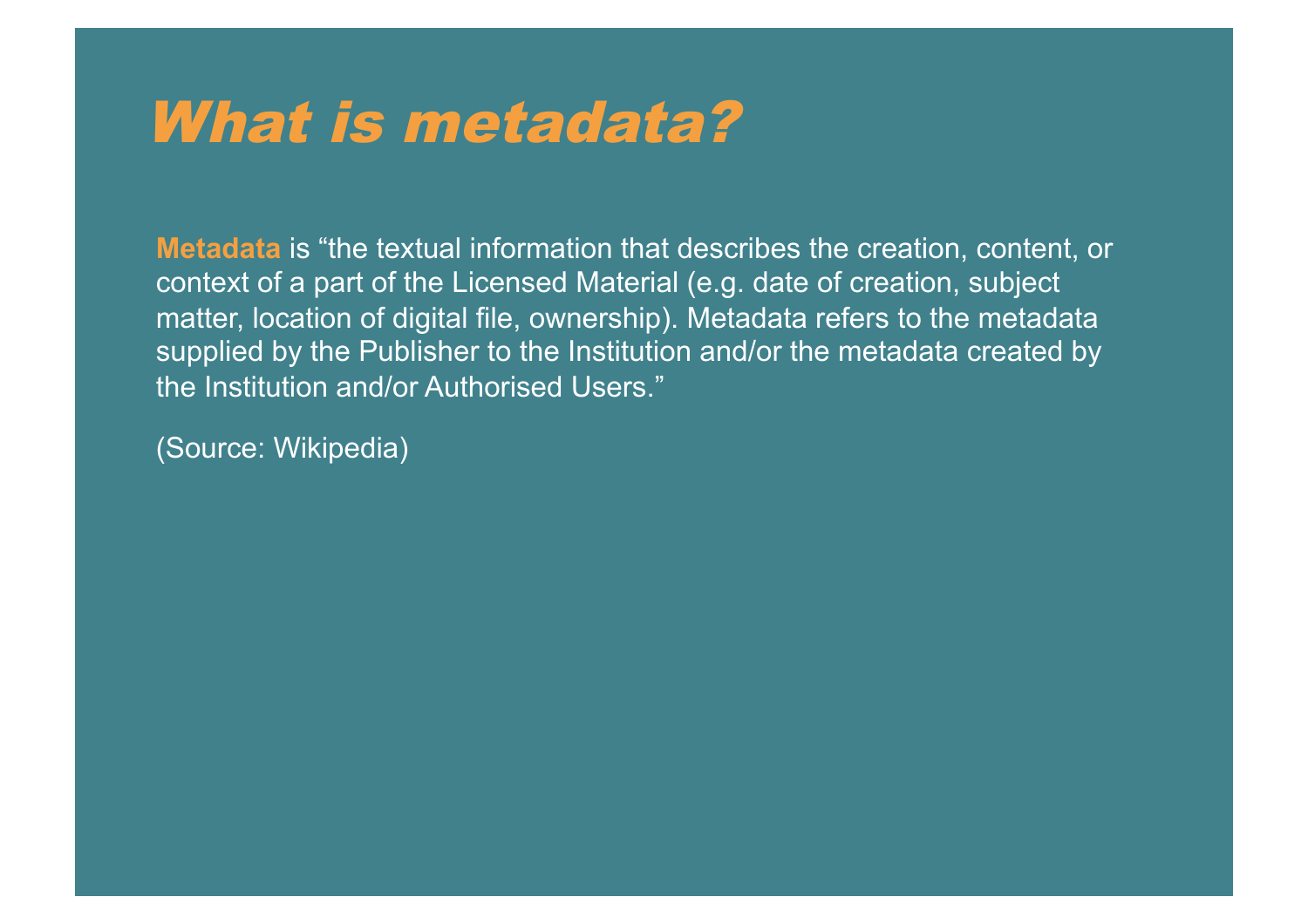# *What is metadata?*

**Metadata** is “the textual information that describes the creation, content, or context of a part of the Licensed Material (e.g. date of creation, subject matter, location of digital file, ownership). Metadata refers to the metadata supplied by the Publisher to the Institution and/or the metadata created by the Institution and/or Authorised Users.”

(Source: Wikipedia)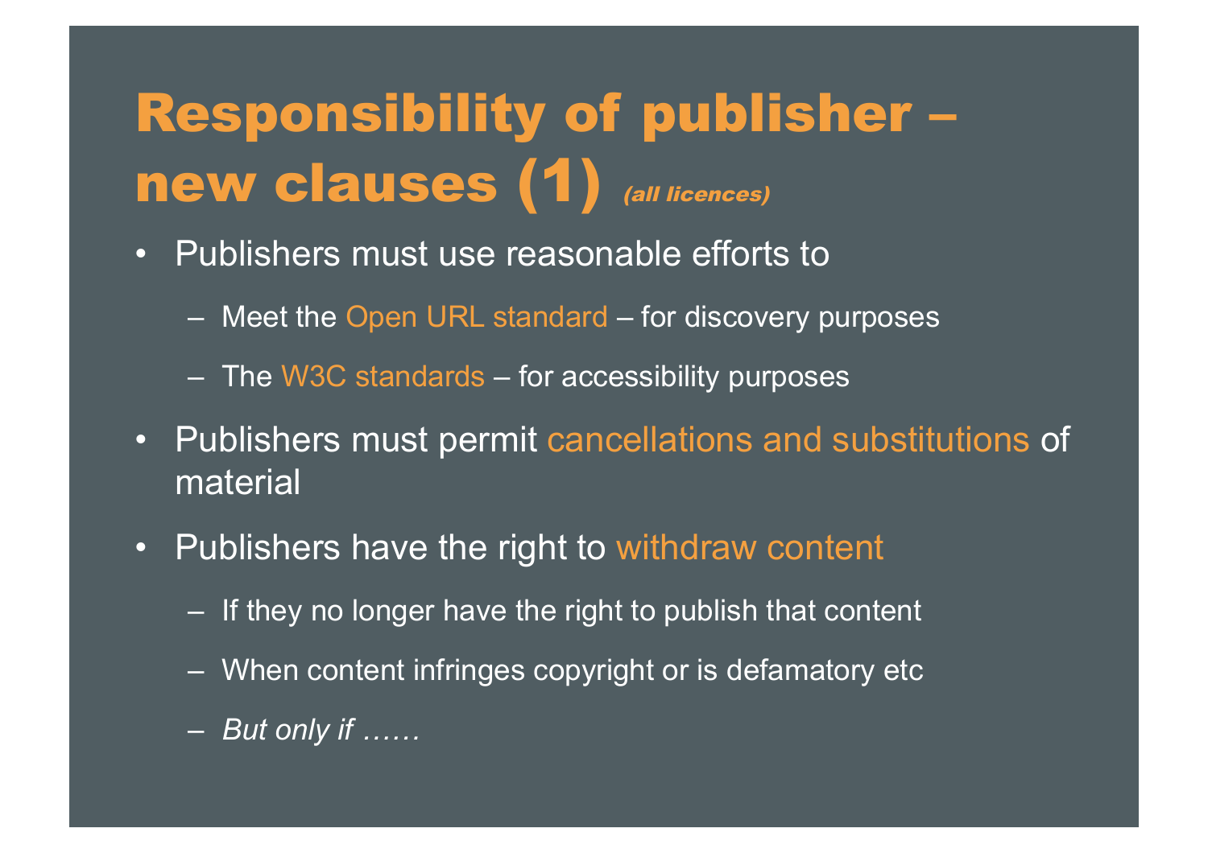# Responsibility of publisher – new clauses (1) *(all licences)*

- Publishers must use reasonable efforts to
  - Meet the Open URL standard – for discovery purposes
  - The W3C standards – for accessibility purposes
- Publishers must permit cancellations and substitutions of material
- Publishers have the right to withdraw content
  - If they no longer have the right to publish that content
  - When content infringes copyright or is defamatory etc
  - *But only if ……*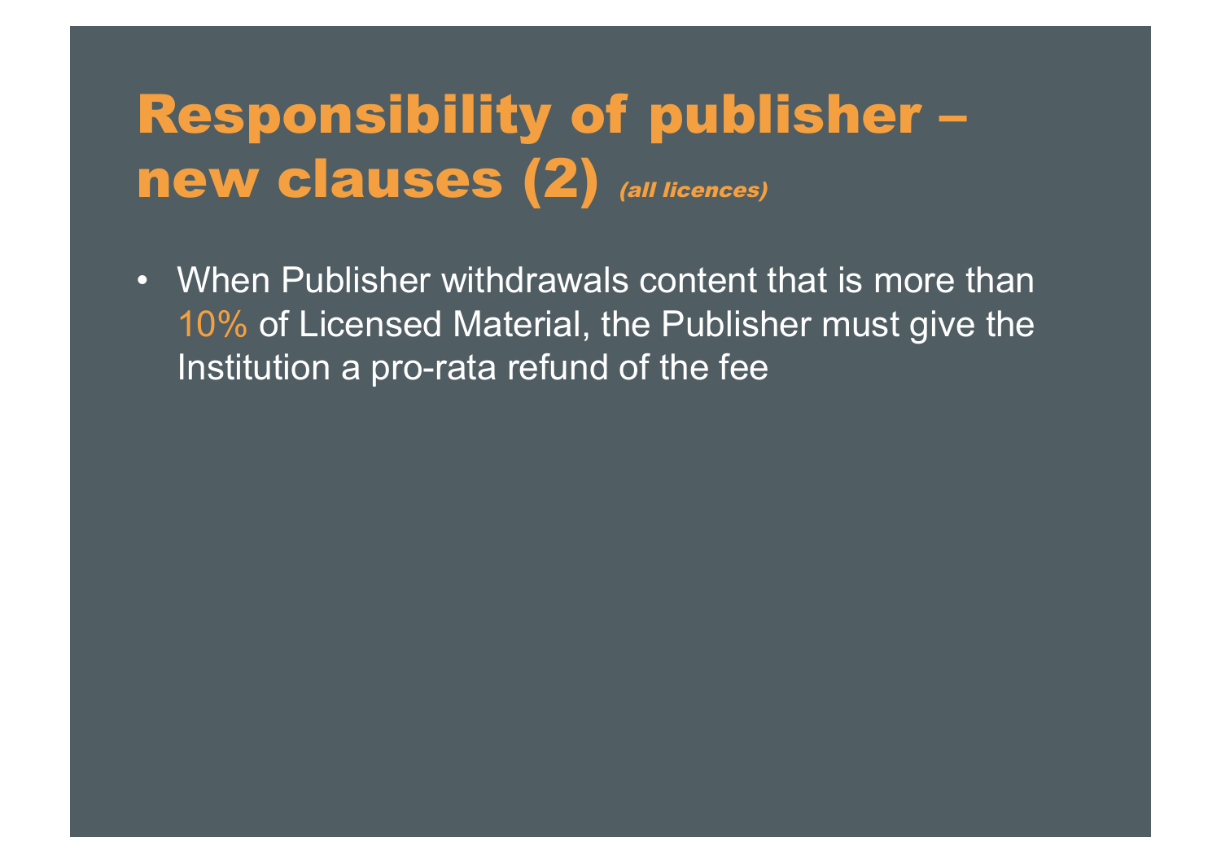# Responsibility of publisher – new clauses (2) *(all licences)*

- When Publisher withdrawals content that is more than 10% of Licensed Material, the Publisher must give the Institution a pro-rata refund of the fee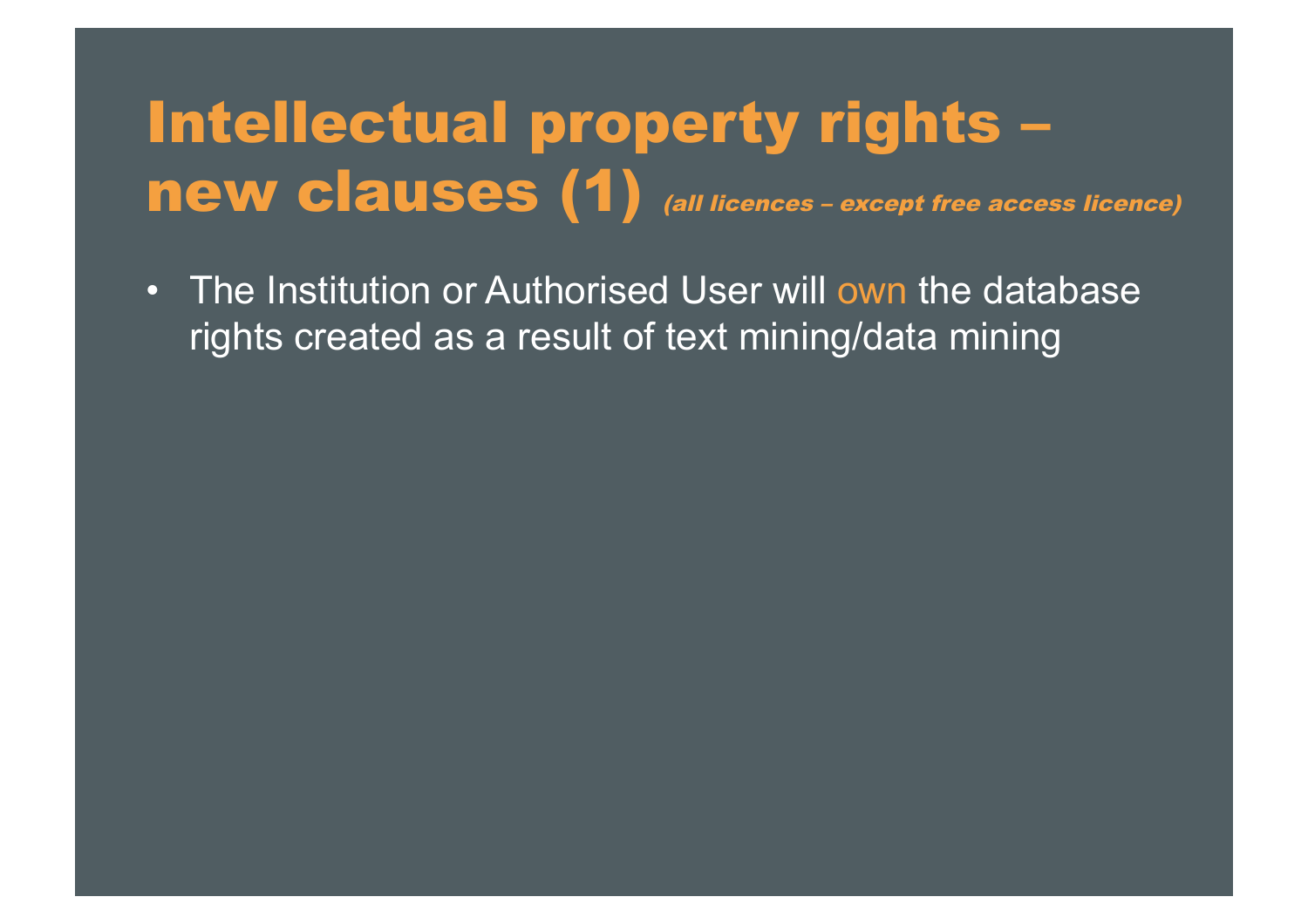# Intellectual property rights – new clauses (1) *(all licences – except free access licence)*

- The Institution or Authorised User will own the database rights created as a result of text mining/data mining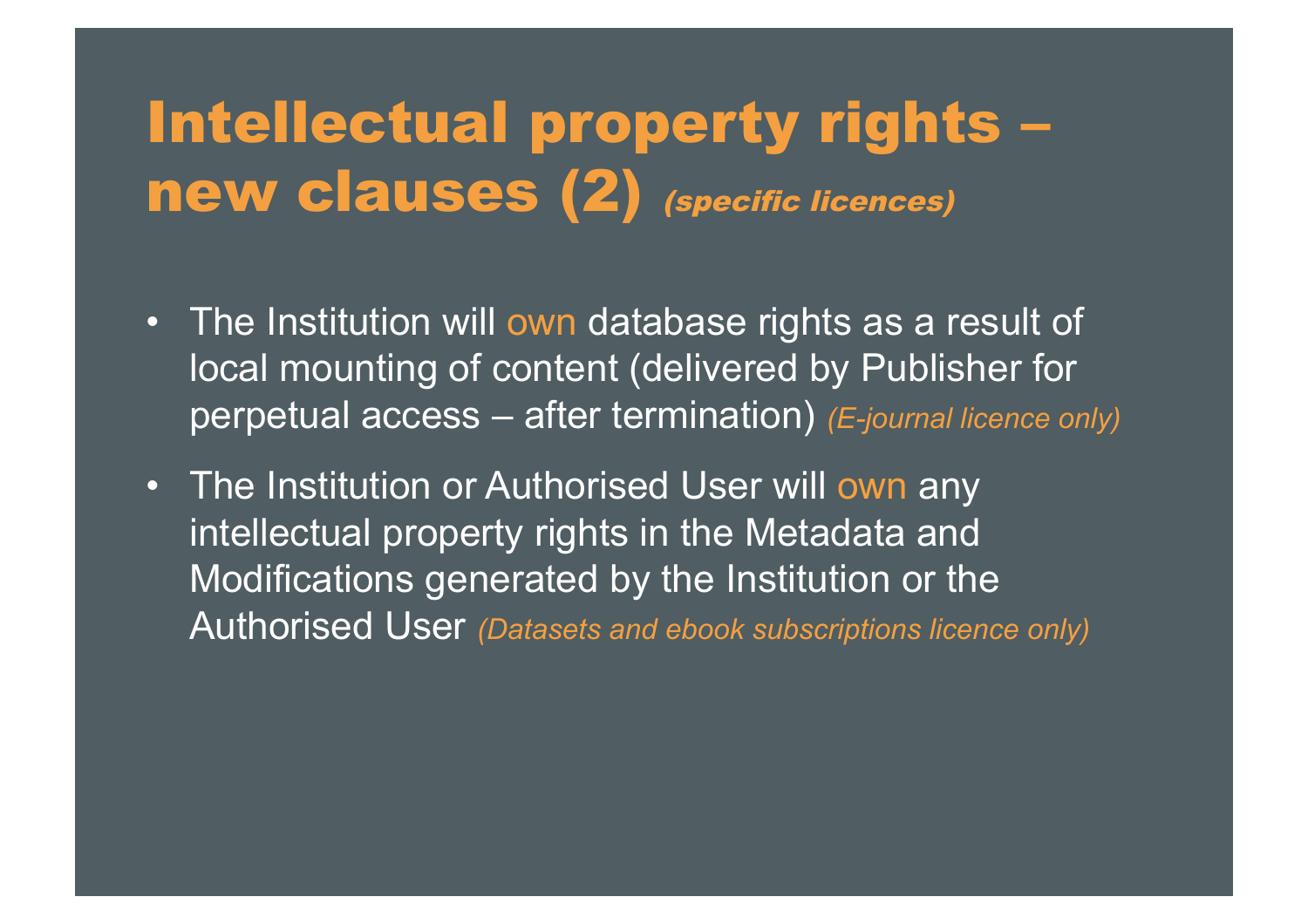# Intellectual property rights – new clauses (2) *(specific licences)*

- The Institution will own database rights as a result of local mounting of content (delivered by Publisher for perpetual access – after termination) *(E-journal licence only)*
- The Institution or Authorised User will own any intellectual property rights in the Metadata and Modifications generated by the Institution or the Authorised User *(Datasets and ebook subscriptions licence only)*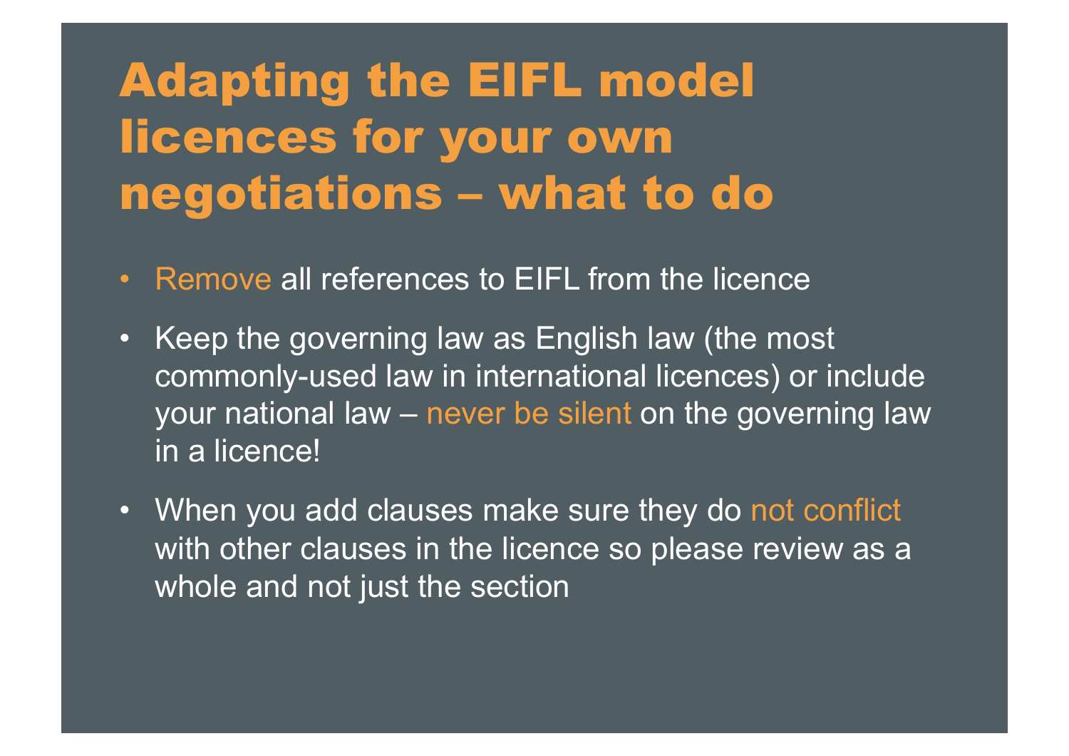# Adapting the EIFL model licences for your own negotiations – what to do

- Remove all references to EIFL from the licence
- Keep the governing law as English law (the most commonly-used law in international licences) or include your national law – never be silent on the governing law in a licence!
- When you add clauses make sure they do not conflict with other clauses in the licence so please review as a whole and not just the section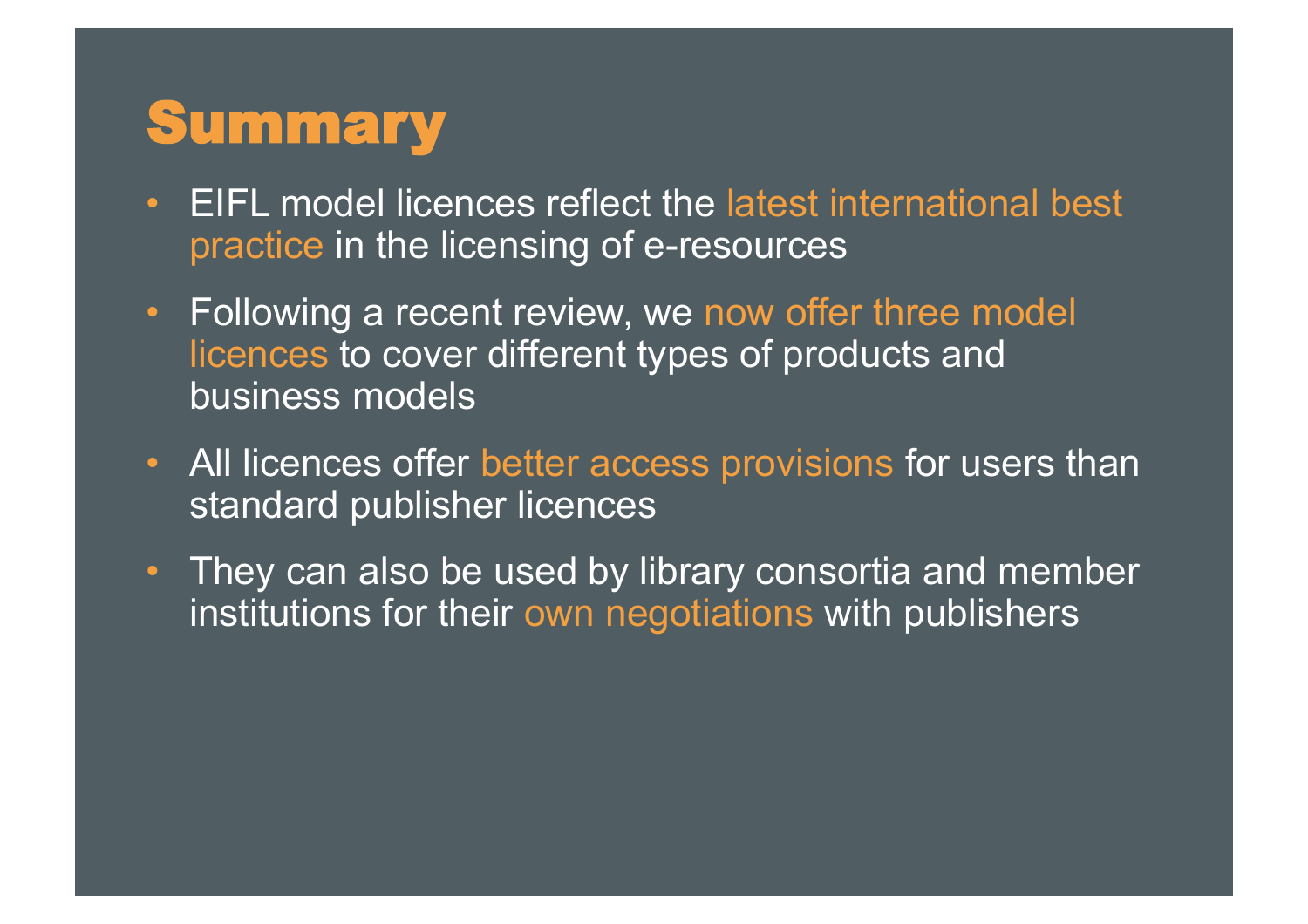# Summary

- EIFL model licences reflect the latest international best practice in the licensing of e-resources
- Following a recent review, we now offer three model licences to cover different types of products and business models
- All licences offer better access provisions for users than standard publisher licences
- They can also be used by library consortia and member institutions for their own negotiations with publishers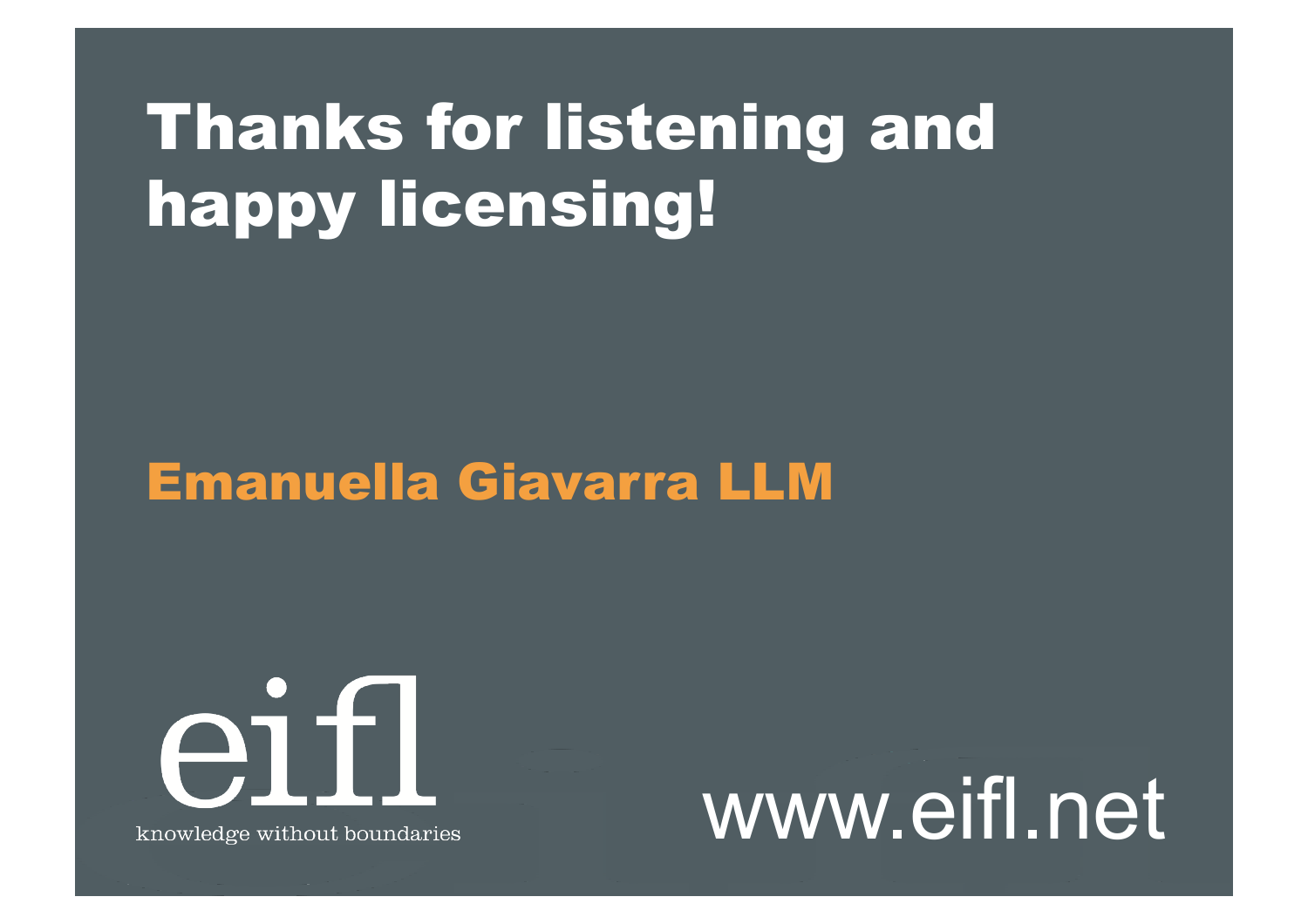# Thanks for listening and happy licensing!

**Emanuella Giavarra LLM**

eifl

knowledge without boundaries

www.eifl.net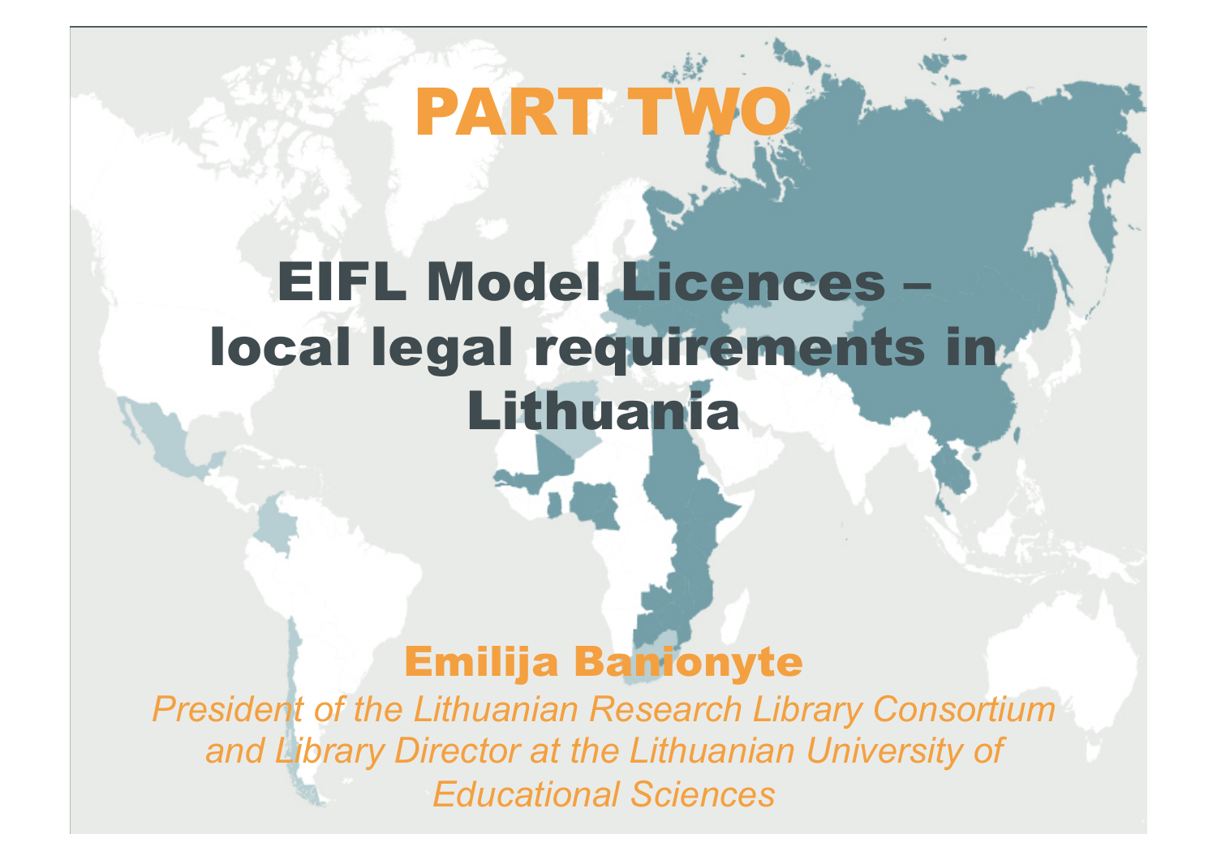# PART TWO

## EIFL Model Licences – local legal requirements in Lithuania

**Emilija Banionyte**

*President of the Lithuanian Research Library Consortium and Library Director at the Lithuanian University of Educational Sciences*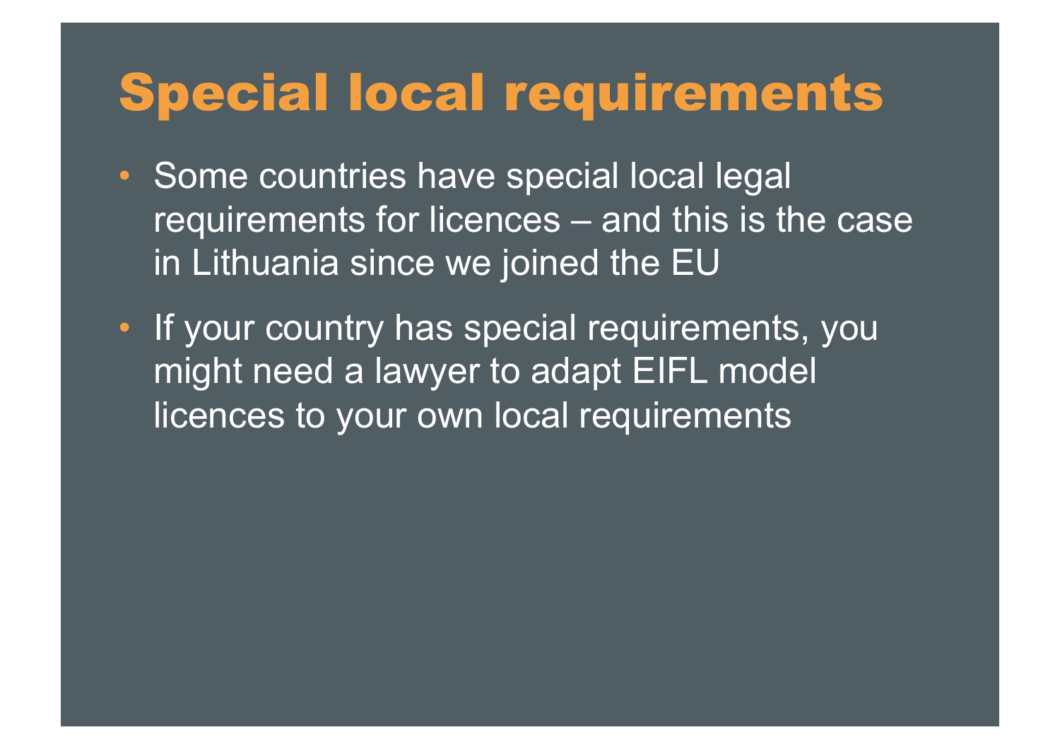# Special local requirements

- Some countries have special local legal requirements for licences – and this is the case in Lithuania since we joined the EU
- If your country has special requirements, you might need a lawyer to adapt EIFL model licences to your own local requirements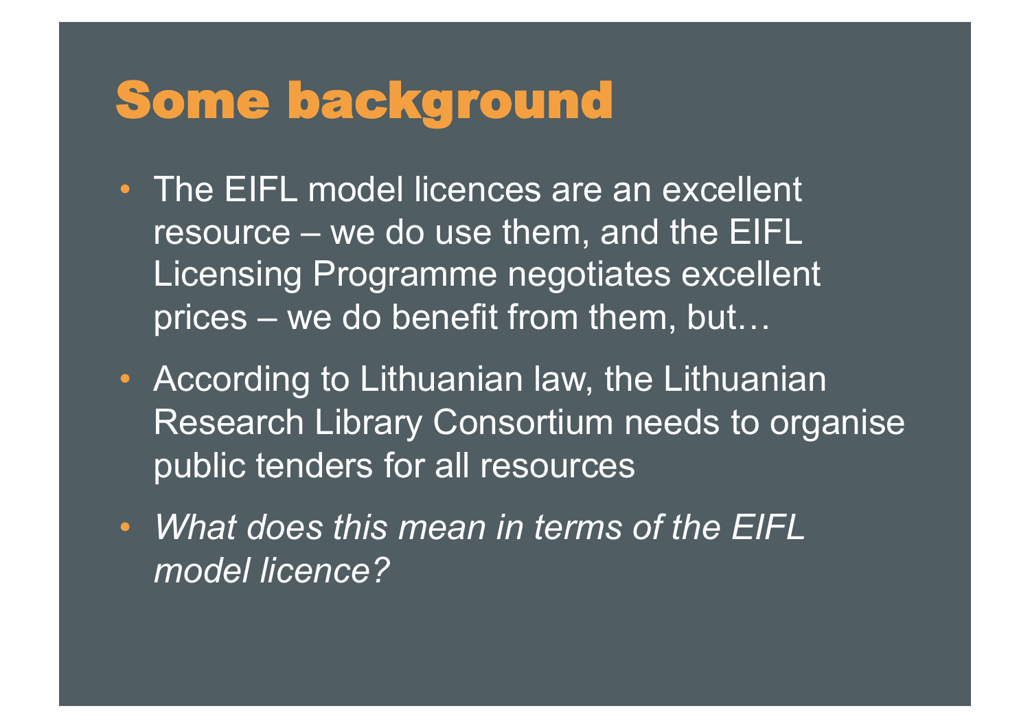# Some background

- The EIFL model licences are an excellent resource – we do use them, and the EIFL Licensing Programme negotiates excellent prices – we do benefit from them, but…
- According to Lithuanian law, the Lithuanian Research Library Consortium needs to organise public tenders for all resources
- *What does this mean in terms of the EIFL model licence?*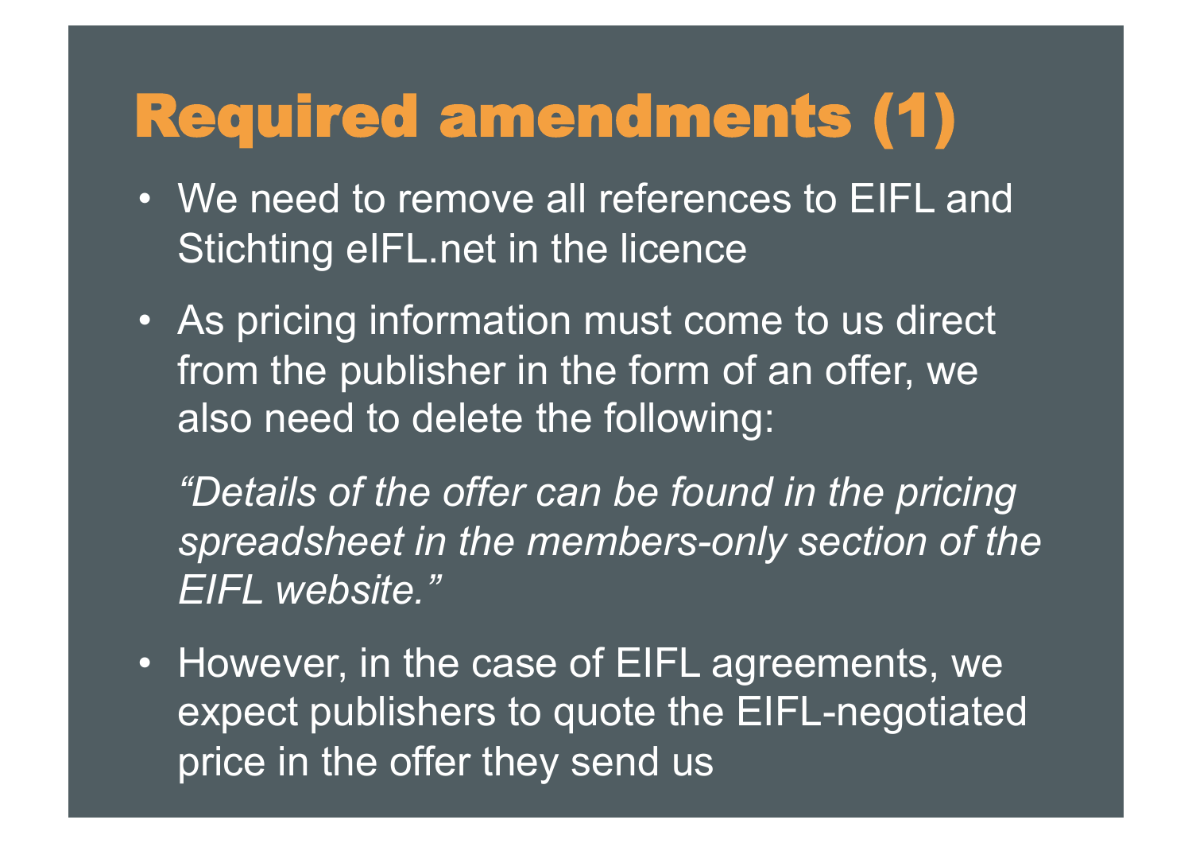# Required amendments (1)

- We need to remove all references to EIFL and Stichting eIFL.net in the licence
- As pricing information must come to us direct from the publisher in the form of an offer, we also need to delete the following:

  *"Details of the offer can be found in the pricing spreadsheet in the members-only section of the EIFL website."*

- However, in the case of EIFL agreements, we expect publishers to quote the EIFL-negotiated price in the offer they send us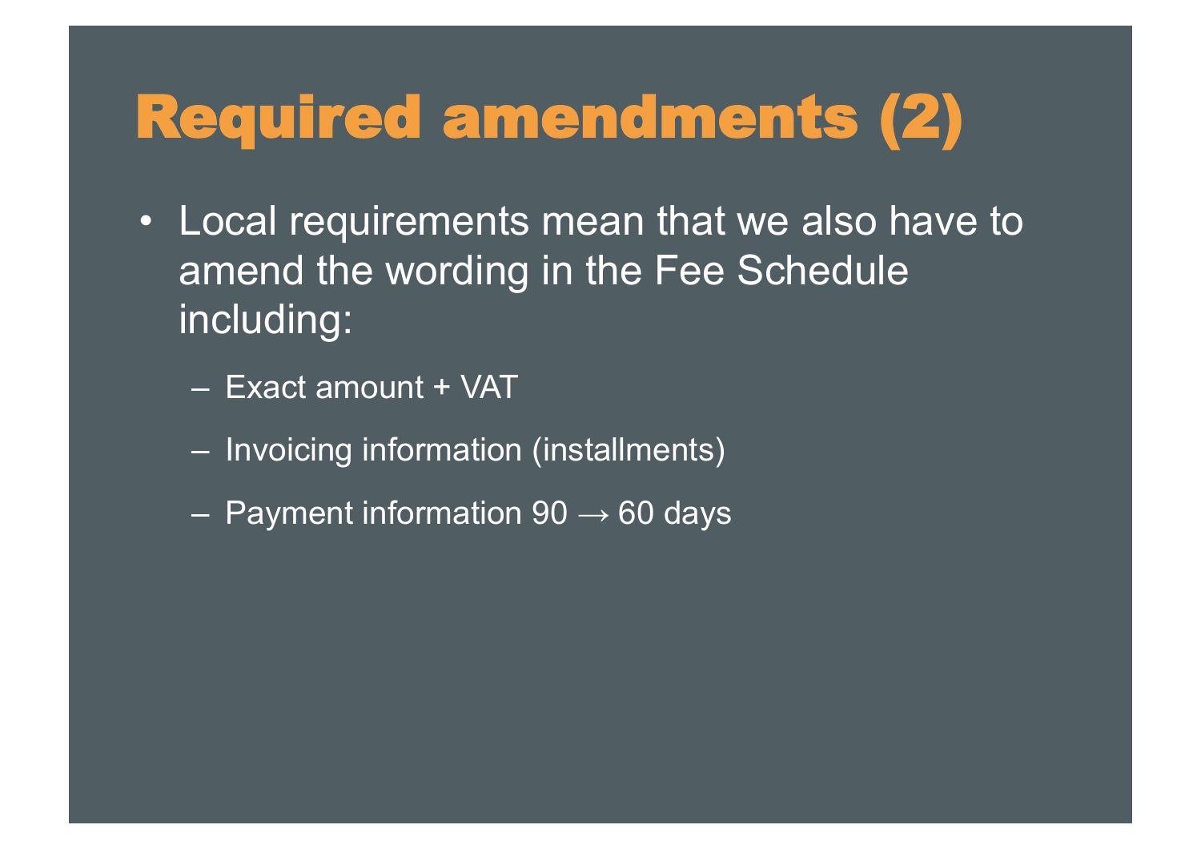# Required amendments (2)

- Local requirements mean that we also have to amend the wording in the Fee Schedule including:
  - Exact amount + VAT
  - Invoicing information (installments)
  - Payment information 90 → 60 days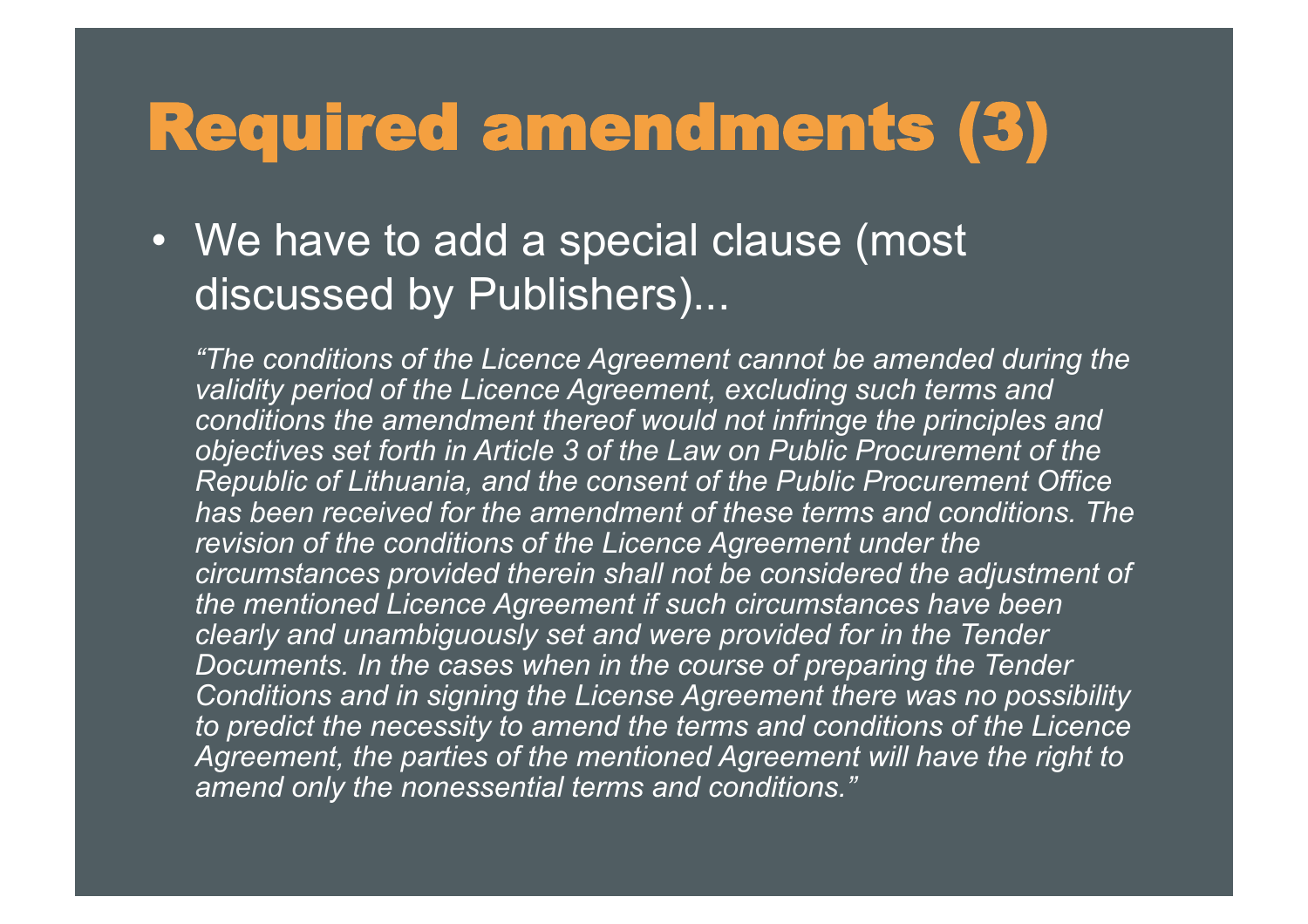# Required amendments (3)

- We have to add a special clause (most discussed by Publishers)...

  *"The conditions of the Licence Agreement cannot be amended during the validity period of the Licence Agreement, excluding such terms and conditions the amendment thereof would not infringe the principles and objectives set forth in Article 3 of the Law on Public Procurement of the Republic of Lithuania, and the consent of the Public Procurement Office has been received for the amendment of these terms and conditions. The revision of the conditions of the Licence Agreement under the circumstances provided therein shall not be considered the adjustment of the mentioned Licence Agreement if such circumstances have been clearly and unambiguously set and were provided for in the Tender Documents. In the cases when in the course of preparing the Tender Conditions and in signing the License Agreement there was no possibility to predict the necessity to amend the terms and conditions of the Licence Agreement, the parties of the mentioned Agreement will have the right to amend only the nonessential terms and conditions."*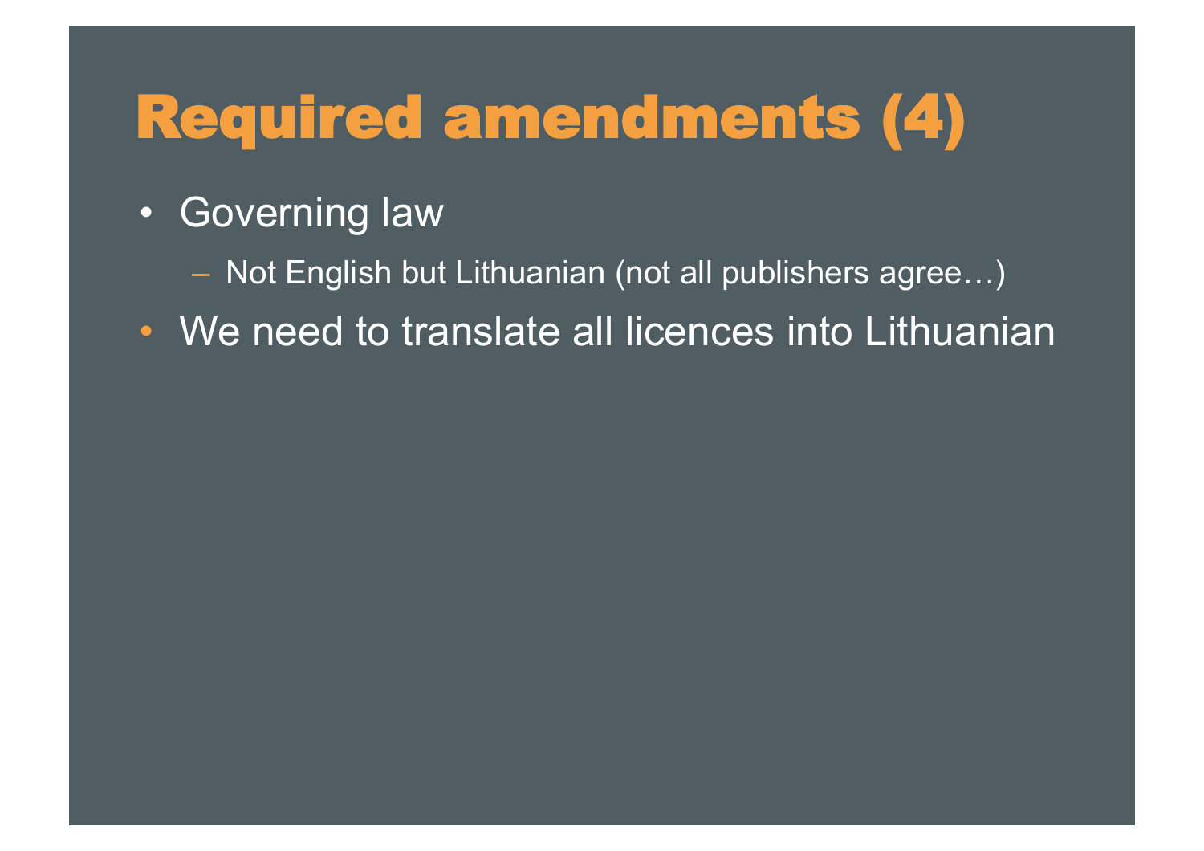# Required amendments (4)

- Governing law
  - Not English but Lithuanian (not all publishers agree…)
- We need to translate all licences into Lithuanian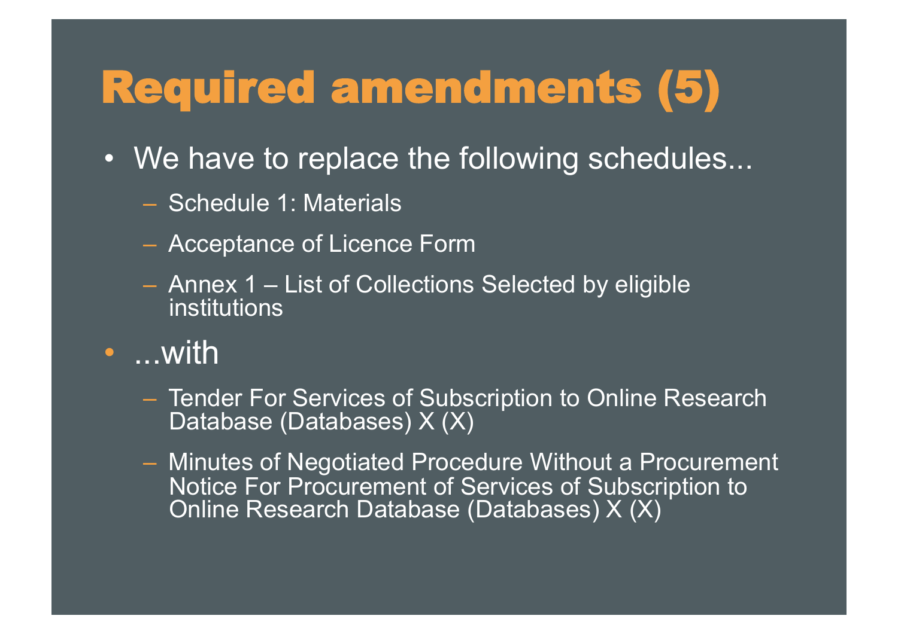# Required amendments (5)

- We have to replace the following schedules...
  - Schedule 1: Materials
  - Acceptance of Licence Form
  - Annex 1 – List of Collections Selected by eligible institutions
- ...with
  - Tender For Services of Subscription to Online Research Database (Databases) X (X)
  - Minutes of Negotiated Procedure Without a Procurement Notice For Procurement of Services of Subscription to Online Research Database (Databases) X (X)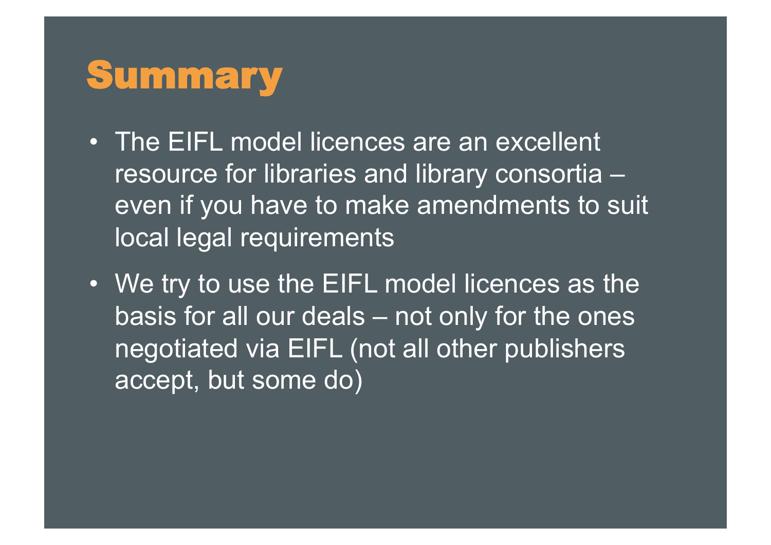# Summary

- The EIFL model licences are an excellent resource for libraries and library consortia – even if you have to make amendments to suit local legal requirements
- We try to use the EIFL model licences as the basis for all our deals – not only for the ones negotiated via EIFL (not all other publishers accept, but some do)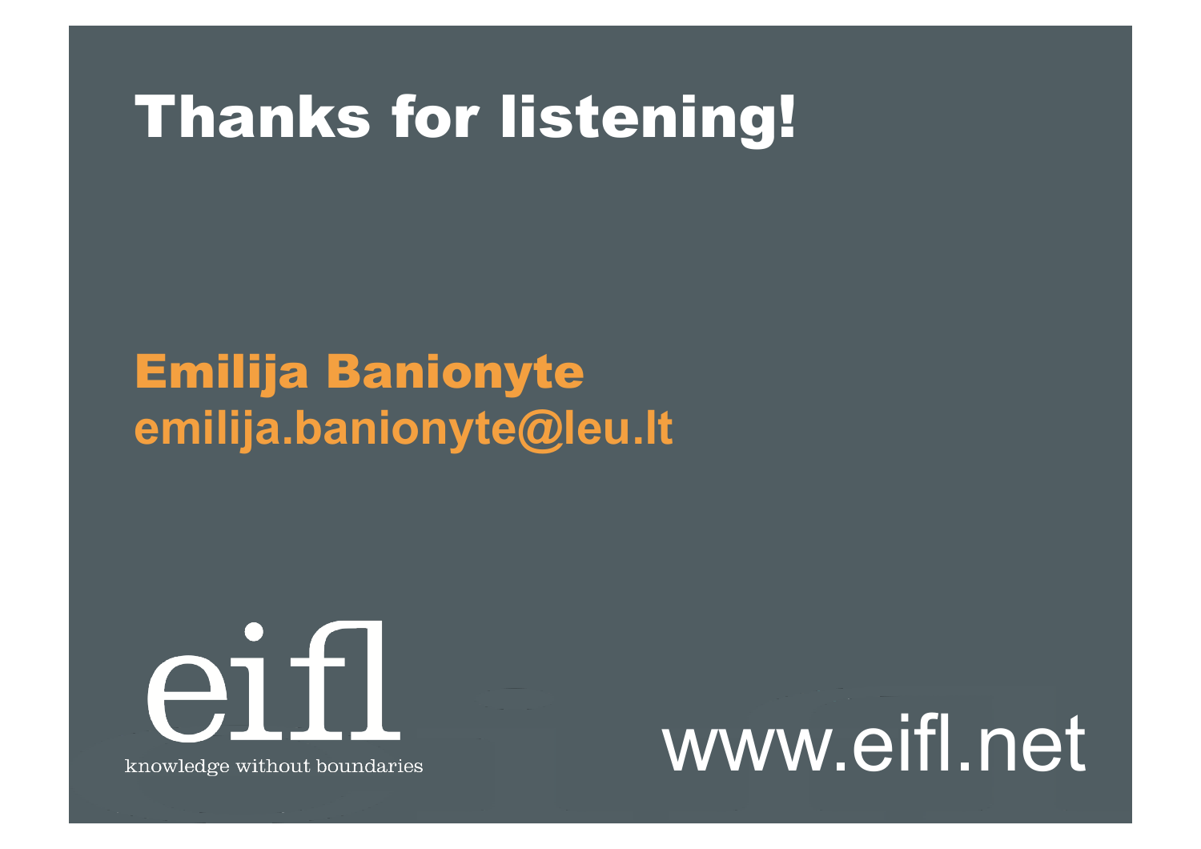# Thanks for listening!

## Emilija Banionyte

**emilija.banionyte@leu.lt**

eifl

knowledge without boundaries

www.eifl.net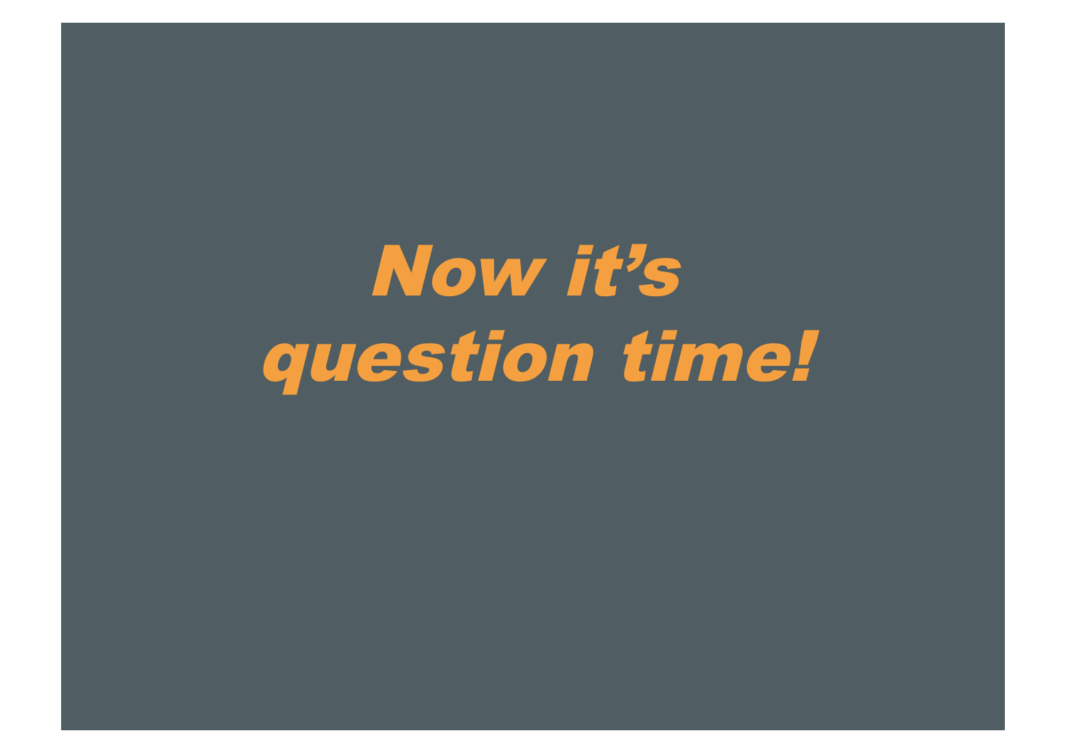# *Now it's question time!*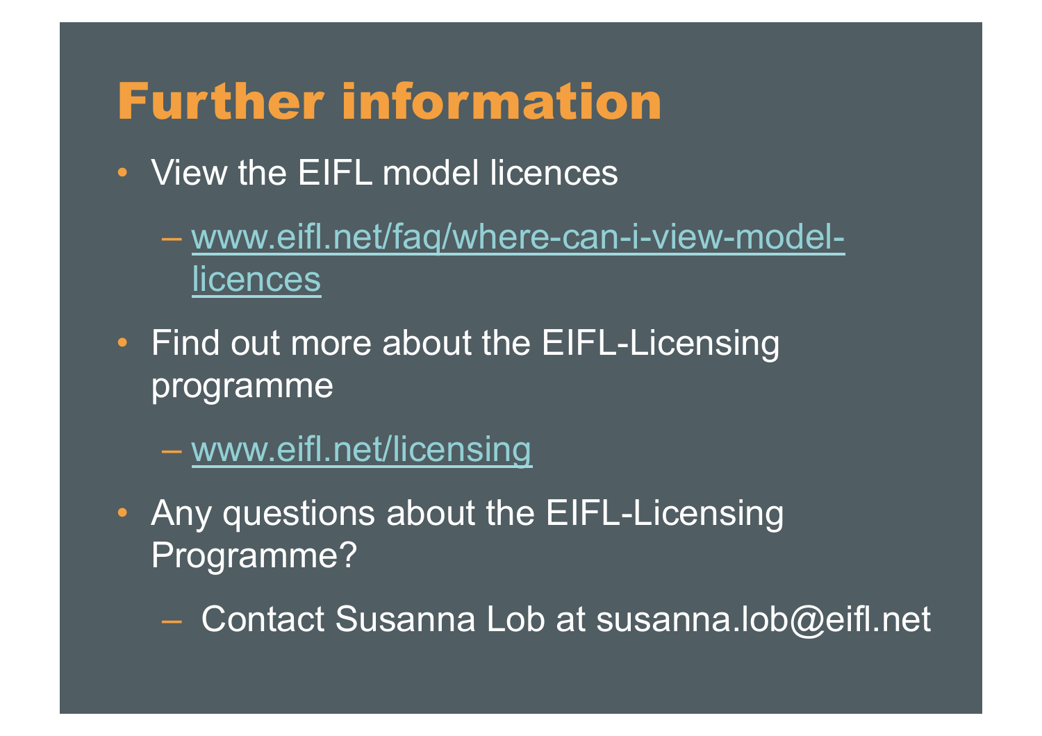# Further information

- View the EIFL model licences
  - www.eifl.net/faq/where-can-i-view-model-licences
- Find out more about the EIFL-Licensing programme
  - www.eifl.net/licensing
- Any questions about the EIFL-Licensing Programme?
  - Contact Susanna Lob at susanna.lob@eifl.net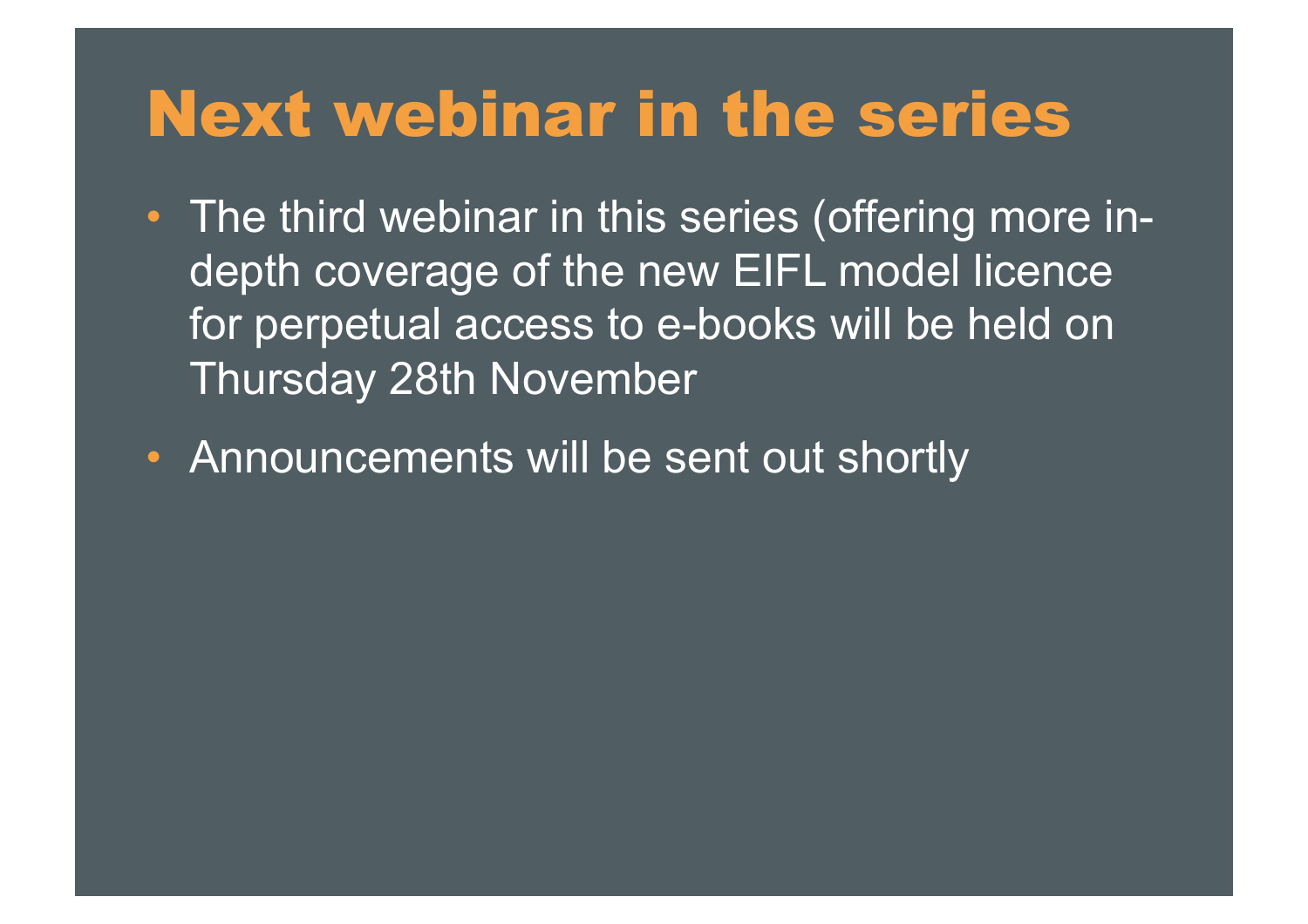# Next webinar in the series

- The third webinar in this series (offering more in-depth coverage of the new EIFL model licence for perpetual access to e-books will be held on Thursday 28th November
- Announcements will be sent out shortly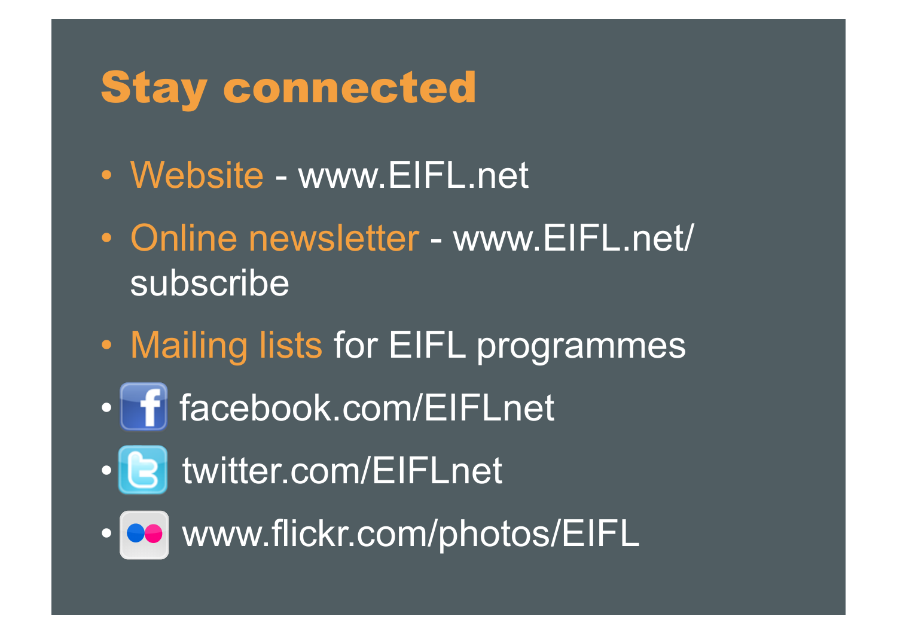# Stay connected

- Website - www.EIFL.net
- Online newsletter - www.EIFL.net/subscribe
- Mailing lists for EIFL programmes
- facebook.com/EIFLnet
- twitter.com/EIFLnet
- www.flickr.com/photos/EIFL